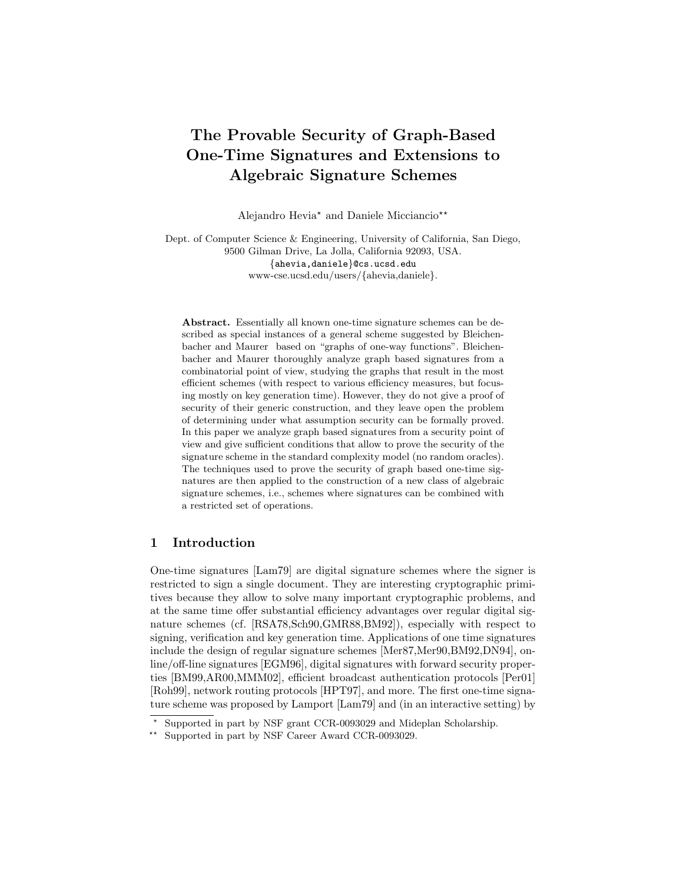# The Provable Security of Graph-Based One-Time Signatures and Extensions to Algebraic Signature Schemes

Alejandro Hevia* and Daniele Micciancio**

Dept. of Computer Science & Engineering, University of California, San Diego, 9500 Gilman Drive, La Jolla, California 92093, USA.
{ahevia,daniele}@cs.ucsd.edu
www-cse.ucsd.edu/users/{ahevia,daniele}.

**Abstract.** Essentially all known one-time signature schemes can be described as special instances of a general scheme suggested by Bleichenbacher and Maurer based on "graphs of one-way functions". Bleichenbacher and Maurer thoroughly analyze graph based signatures from a combinatorial point of view, studying the graphs that result in the most efficient schemes (with respect to various efficiency measures, but focusing mostly on key generation time). However, they do not give a proof of security of their generic construction, and they leave open the problem of determining under what assumption security can be formally proved. In this paper we analyze graph based signatures from a security point of view and give sufficient conditions that allow to prove the security of the signature scheme in the standard complexity model (no random oracles). The techniques used to prove the security of graph based one-time signatures are then applied to the construction of a new class of algebraic signature schemes, i.e., schemes where signatures can be combined with a restricted set of operations.

## 1 Introduction

One-time signatures [Lam79] are digital signature schemes where the signer is restricted to sign a single document. They are interesting cryptographic primitives because they allow to solve many important cryptographic problems, and at the same time offer substantial efficiency advantages over regular digital signature schemes (cf. [RSA78,Sch90,GMR88,BM92]), especially with respect to signing, verification and key generation time. Applications of one time signatures include the design of regular signature schemes [Mer87,Mer90,BM92,DN94], on-line/off-line signatures [EGM96], digital signatures with forward security properties [BM99,AR00,MMM02], efficient broadcast authentication protocols [Per01] [Roh99], network routing protocols [HPT97], and more. The first one-time signature scheme was proposed by Lamport [Lam79] and (in an interactive setting) by

* Supported in part by NSF grant CCR-0093029 and Mideplan Scholarship.

** Supported in part by NSF Career Award CCR-0093029.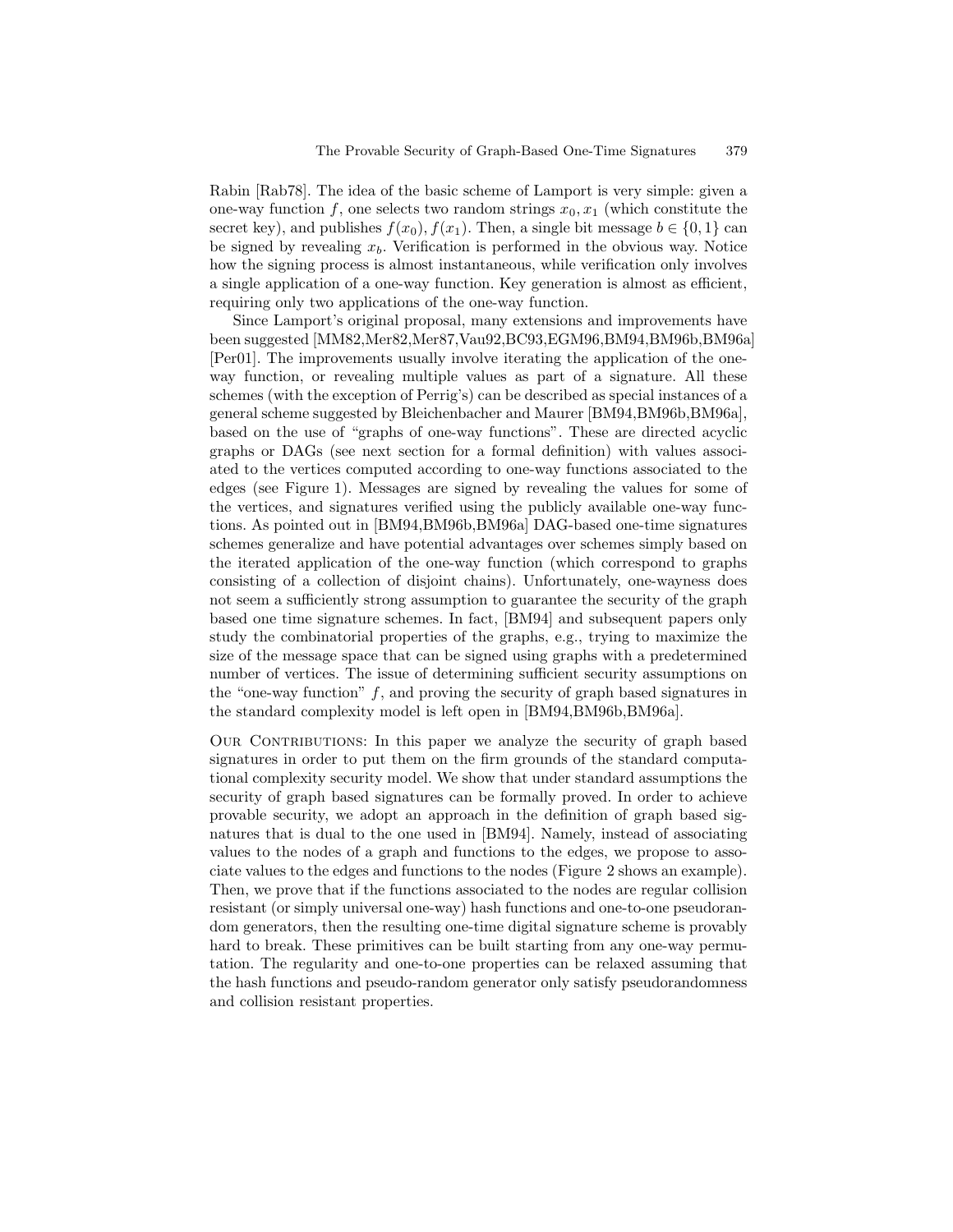Rabin [Rab78]. The idea of the basic scheme of Lamport is very simple: given a one-way function $f$, one selects two random strings $x_0, x_1$ (which constitute the secret key), and publishes $f(x_0), f(x_1)$. Then, a single bit message $b \in \{0, 1\}$ can be signed by revealing $x_b$. Verification is performed in the obvious way. Notice how the signing process is almost instantaneous, while verification only involves a single application of a one-way function. Key generation is almost as efficient, requiring only two applications of the one-way function.

Since Lamport's original proposal, many extensions and improvements have been suggested [MM82,Mer82,Mer87,Vau92,BC93,EGM96,BM94,BM96b,BM96a] [Per01]. The improvements usually involve iterating the application of the one-way function, or revealing multiple values as part of a signature. All these schemes (with the exception of Perrig's) can be described as special instances of a general scheme suggested by Bleichenbacher and Maurer [BM94,BM96b,BM96a], based on the use of "graphs of one-way functions". These are directed acyclic graphs or DAGs (see next section for a formal definition) with values associated to the vertices computed according to one-way functions associated to the edges (see Figure 1). Messages are signed by revealing the values for some of the vertices, and signatures verified using the publicly available one-way functions. As pointed out in [BM94,BM96b,BM96a] DAG-based one-time signatures schemes generalize and have potential advantages over schemes simply based on the iterated application of the one-way function (which correspond to graphs consisting of a collection of disjoint chains). Unfortunately, one-wayness does not seem a sufficiently strong assumption to guarantee the security of the graph based one time signature schemes. In fact, [BM94] and subsequent papers only study the combinatorial properties of the graphs, e.g., trying to maximize the size of the message space that can be signed using graphs with a predetermined number of vertices. The issue of determining sufficient security assumptions on the "one-way function" $f$, and proving the security of graph based signatures in the standard complexity model is left open in [BM94,BM96b,BM96a].

Our Contributions: In this paper we analyze the security of graph based signatures in order to put them on the firm grounds of the standard computational complexity security model. We show that under standard assumptions the security of graph based signatures can be formally proved. In order to achieve provable security, we adopt an approach in the definition of graph based signatures that is dual to the one used in [BM94]. Namely, instead of associating values to the nodes of a graph and functions to the edges, we propose to associate values to the edges and functions to the nodes (Figure 2 shows an example). Then, we prove that if the functions associated to the nodes are regular collision resistant (or simply universal one-way) hash functions and one-to-one pseudorandom generators, then the resulting one-time digital signature scheme is provably hard to break. These primitives can be built starting from any one-way permutation. The regularity and one-to-one properties can be relaxed assuming that the hash functions and pseudo-random generator only satisfy pseudorandomness and collision resistant properties.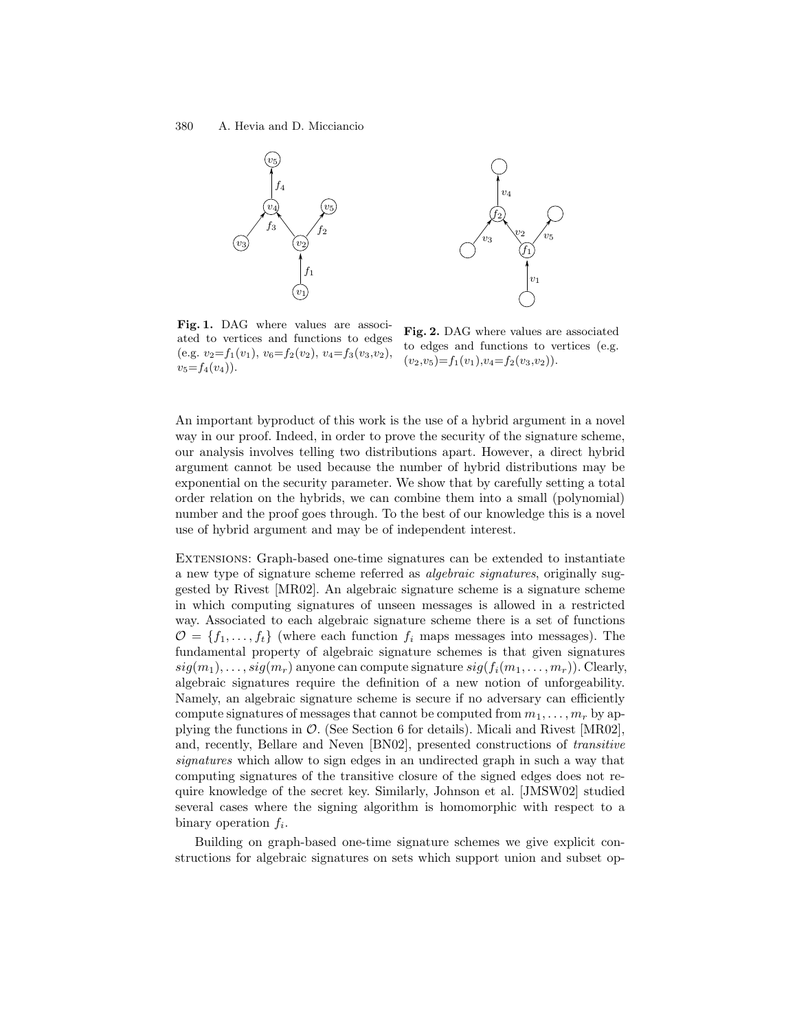Fig. 1. DAG where values are associated to vertices and functions to edges (e.g. $v_2$=$f_1(v_1)$, $v_6$=$f_2(v_2)$, $v_4$=$f_3(v_3,v_2)$, $v_5$=$f_4(v_4)$).

Fig. 2. DAG where values are associated to edges and functions to vertices (e.g. $(v_2,v_5)$=$f_1(v_1)$,$v_4$=$f_2(v_3,v_2)$).

An important byproduct of this work is the use of a hybrid argument in a novel way in our proof. Indeed, in order to prove the security of the signature scheme, our analysis involves telling two distributions apart. However, a direct hybrid argument cannot be used because the number of hybrid distributions may be exponential on the security parameter. We show that by carefully setting a total order relation on the hybrids, we can combine them into a small (polynomial) number and the proof goes through. To the best of our knowledge this is a novel use of hybrid argument and may be of independent interest.

Extensions: Graph-based one-time signatures can be extended to instantiate a new type of signature scheme referred as *algebraic signatures*, originally suggested by Rivest [MR02]. An algebraic signature scheme is a signature scheme in which computing signatures of unseen messages is allowed in a restricted way. Associated to each algebraic signature scheme there is a set of functions $\mathcal{O} = \{f_1, \ldots, f_t\}$ (where each function $f_i$ maps messages into messages). The fundamental property of algebraic signature schemes is that given signatures $sig(m_1), \ldots, sig(m_r)$ anyone can compute signature $sig(f_i(m_1, \ldots, m_r))$. Clearly, algebraic signatures require the definition of a new notion of unforgeability. Namely, an algebraic signature scheme is secure if no adversary can efficiently compute signatures of messages that cannot be computed from $m_1, \ldots, m_r$ by applying the functions in $\mathcal{O}$. (See Section 6 for details). Micali and Rivest [MR02], and, recently, Bellare and Neven [BN02], presented constructions of *transitive signatures* which allow to sign edges in an undirected graph in such a way that computing signatures of the transitive closure of the signed edges does not require knowledge of the secret key. Similarly, Johnson et al. [JMSW02] studied several cases where the signing algorithm is homomorphic with respect to a binary operation $f_i$.

Building on graph-based one-time signature schemes we give explicit constructions for algebraic signatures on sets which support union and subset op-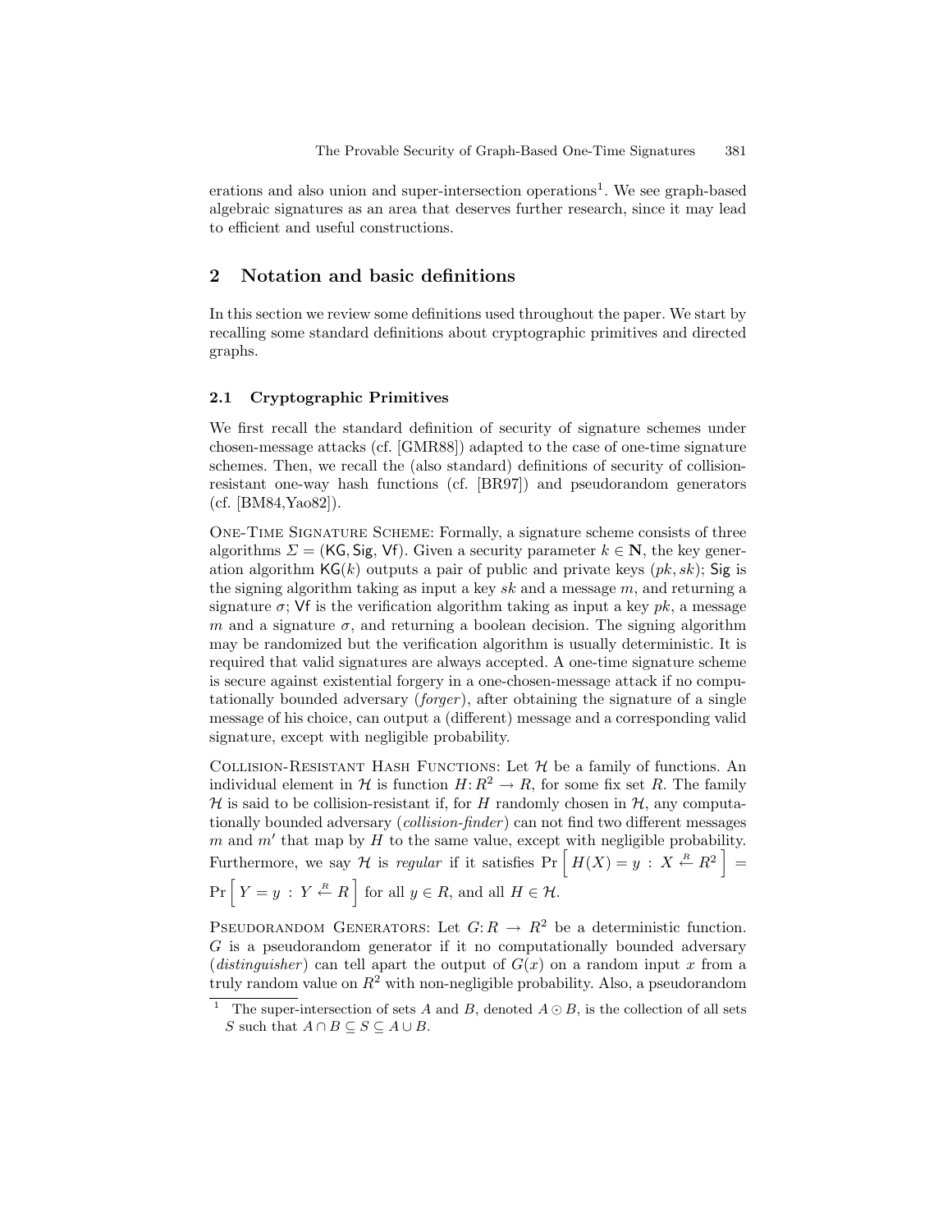erations and also union and super-intersection operations[1]. We see graph-based algebraic signatures as an area that deserves further research, since it may lead to efficient and useful constructions.

## 2 Notation and basic definitions

In this section we review some definitions used throughout the paper. We start by recalling some standard definitions about cryptographic primitives and directed graphs.

### 2.1 Cryptographic Primitives

We first recall the standard definition of security of signature schemes under chosen-message attacks (cf. [GMR88]) adapted to the case of one-time signature schemes. Then, we recall the (also standard) definitions of security of collision-resistant one-way hash functions (cf. [BR97]) and pseudorandom generators (cf. [BM84,Yao82]).

One-Time Signature Scheme: Formally, a signature scheme consists of three algorithms $\Sigma = (\mathsf{KG}, \mathsf{Sig}, \mathsf{Vf})$. Given a security parameter $k \in \mathbf{N}$, the key generation algorithm $\mathsf{KG}(k)$ outputs a pair of public and private keys $(pk, sk)$; $\mathsf{Sig}$ is the signing algorithm taking as input a key $sk$ and a message $m$, and returning a signature $\sigma$; $\mathsf{Vf}$ is the verification algorithm taking as input a key $pk$, a message $m$ and a signature $\sigma$, and returning a boolean decision. The signing algorithm may be randomized but the verification algorithm is usually deterministic. It is required that valid signatures are always accepted. A one-time signature scheme is secure against existential forgery in a one-chosen-message attack if no computationally bounded adversary (*forger*), after obtaining the signature of a single message of his choice, can output a (different) message and a corresponding valid signature, except with negligible probability.

Collision-Resistant Hash Functions: Let $\mathcal{H}$ be a family of functions. An individual element in $\mathcal{H}$ is function $H: R^2 \to R$, for some fix set $R$. The family $\mathcal{H}$ is said to be collision-resistant if, for $H$ randomly chosen in $\mathcal{H}$, any computationally bounded adversary (*collision-finder*) can not find two different messages $m$ and $m'$ that map by $H$ to the same value, except with negligible probability. Furthermore, we say $\mathcal{H}$ is *regular* if it satisfies $\Pr\left[\, H(X) = y \,:\, X \stackrel{R}{\leftarrow} R^2 \,\right] = \Pr\left[\, Y = y \,:\, Y \stackrel{R}{\leftarrow} R \,\right]$ for all $y \in R$, and all $H \in \mathcal{H}$.

Pseudorandom Generators: Let $G: R \to R^2$ be a deterministic function. $G$ is a pseudorandom generator if it no computationally bounded adversary (*distinguisher*) can tell apart the output of $G(x)$ on a random input $x$ from a truly random value on $R^2$ with non-negligible probability. Also, a pseudorandom

[1] The super-intersection of sets $A$ and $B$, denoted $A \odot B$, is the collection of all sets $S$ such that $A \cap B \subseteq S \subseteq A \cup B$.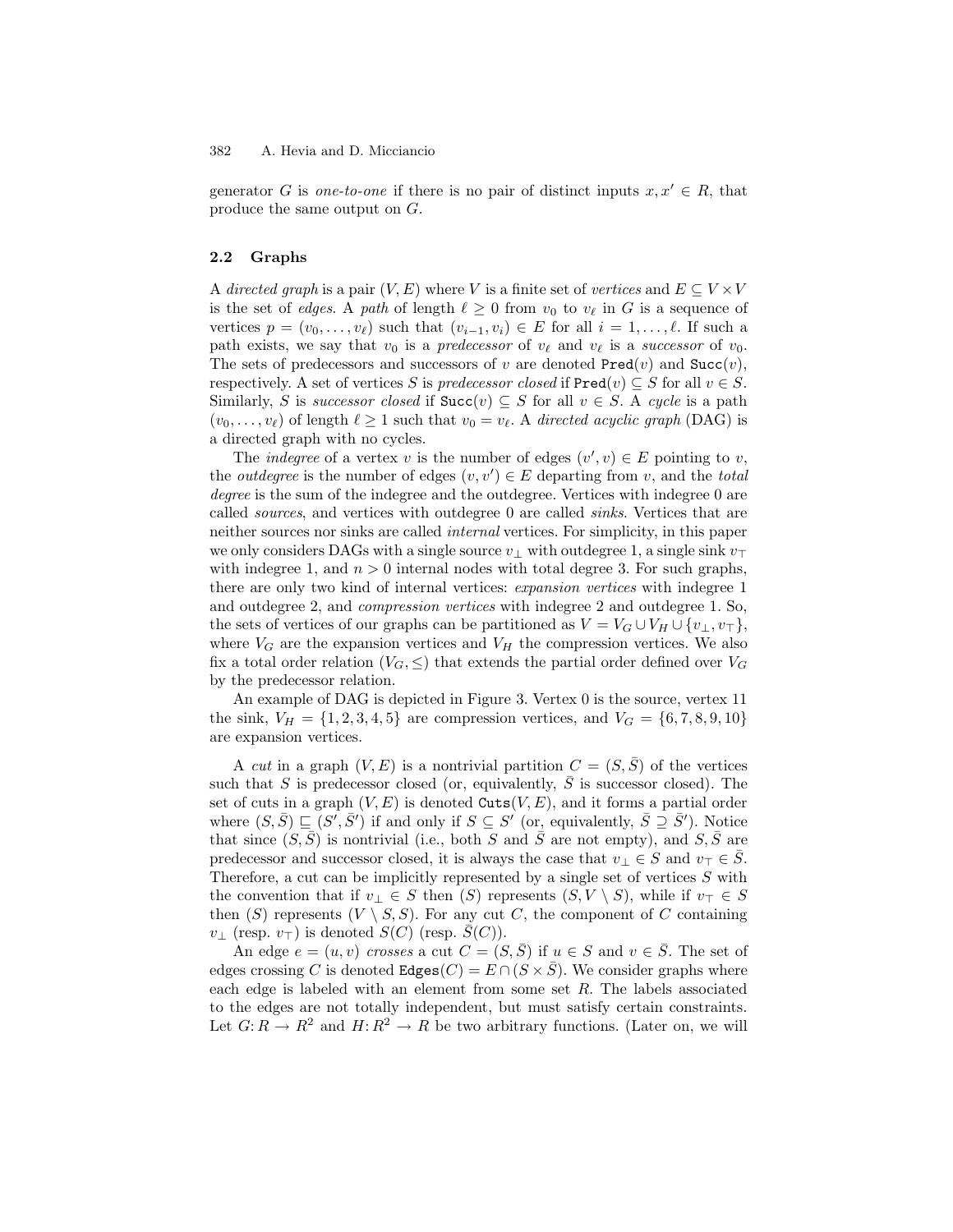generator $G$ is *one-to-one* if there is no pair of distinct inputs $x, x' \in R$, that produce the same output on $G$.

### 2.2 Graphs

A *directed graph* is a pair $(V, E)$ where $V$ is a finite set of *vertices* and $E \subseteq V \times V$ is the set of *edges*. A *path* of length $\ell \geq 0$ from $v_0$ to $v_\ell$ in $G$ is a sequence of vertices $p = (v_0, \ldots, v_\ell)$ such that $(v_{i-1}, v_i) \in E$ for all $i = 1, \ldots, \ell$. If such a path exists, we say that $v_0$ is a *predecessor* of $v_\ell$ and $v_\ell$ is a *successor* of $v_0$. The sets of predecessors and successors of $v$ are denoted $\texttt{Pred}(v)$ and $\texttt{Succ}(v)$, respectively. A set of vertices $S$ is *predecessor closed* if $\texttt{Pred}(v) \subseteq S$ for all $v \in S$. Similarly, $S$ is *successor closed* if $\texttt{Succ}(v) \subseteq S$ for all $v \in S$. A *cycle* is a path $(v_0, \ldots, v_\ell)$ of length $\ell \geq 1$ such that $v_0 = v_\ell$. A *directed acyclic graph* (DAG) is a directed graph with no cycles.

The *indegree* of a vertex $v$ is the number of edges $(v', v) \in E$ pointing to $v$, the *outdegree* is the number of edges $(v, v') \in E$ departing from $v$, and the *total degree* is the sum of the indegree and the outdegree. Vertices with indegree 0 are called *sources*, and vertices with outdegree 0 are called *sinks*. Vertices that are neither sources nor sinks are called *internal* vertices. For simplicity, in this paper we only considers DAGs with a single source $v_\perp$ with outdegree 1, a single sink $v_\top$ with indegree 1, and $n > 0$ internal nodes with total degree 3. For such graphs, there are only two kind of internal vertices: *expansion vertices* with indegree 1 and outdegree 2, and *compression vertices* with indegree 2 and outdegree 1. So, the sets of vertices of our graphs can be partitioned as $V = V_G \cup V_H \cup \{v_\perp, v_\top\}$, where $V_G$ are the expansion vertices and $V_H$ the compression vertices. We also fix a total order relation $(V_G, \leq)$ that extends the partial order defined over $V_G$ by the predecessor relation.

An example of DAG is depicted in Figure 3. Vertex 0 is the source, vertex 11 the sink, $V_H = \{1, 2, 3, 4, 5\}$ are compression vertices, and $V_G = \{6, 7, 8, 9, 10\}$ are expansion vertices.

A *cut* in a graph $(V, E)$ is a nontrivial partition $C = (S, \bar{S})$ of the vertices such that $S$ is predecessor closed (or, equivalently, $\bar{S}$ is successor closed). The set of cuts in a graph $(V, E)$ is denoted $\texttt{Cuts}(V, E)$, and it forms a partial order where $(S, \bar{S}) \sqsubseteq (S', \bar{S}')$ if and only if $S \subseteq S'$ (or, equivalently, $\bar{S} \supseteq \bar{S}'$). Notice that since $(S, \bar{S})$ is nontrivial (i.e., both $S$ and $\bar{S}$ are not empty), and $S, \bar{S}$ are predecessor and successor closed, it is always the case that $v_\perp \in S$ and $v_\top \in \bar{S}$. Therefore, a cut can be implicitly represented by a single set of vertices $S$ with the convention that if $v_\perp \in S$ then $(S)$ represents $(S, V \setminus S)$, while if $v_\top \in S$ then $(S)$ represents $(V \setminus S, S)$. For any cut $C$, the component of $C$ containing $v_\perp$ (resp. $v_\top$) is denoted $S(C)$ (resp. $\bar{S}(C)$).

An edge $e = (u, v)$ *crosses* a cut $C = (S, \bar{S})$ if $u \in S$ and $v \in \bar{S}$. The set of edges crossing $C$ is denoted $\texttt{Edges}(C) = E \cap (S \times \bar{S})$. We consider graphs where each edge is labeled with an element from some set $R$. The labels associated to the edges are not totally independent, but must satisfy certain constraints. Let $G \colon R \to R^2$ and $H \colon R^2 \to R$ be two arbitrary functions. (Later on, we will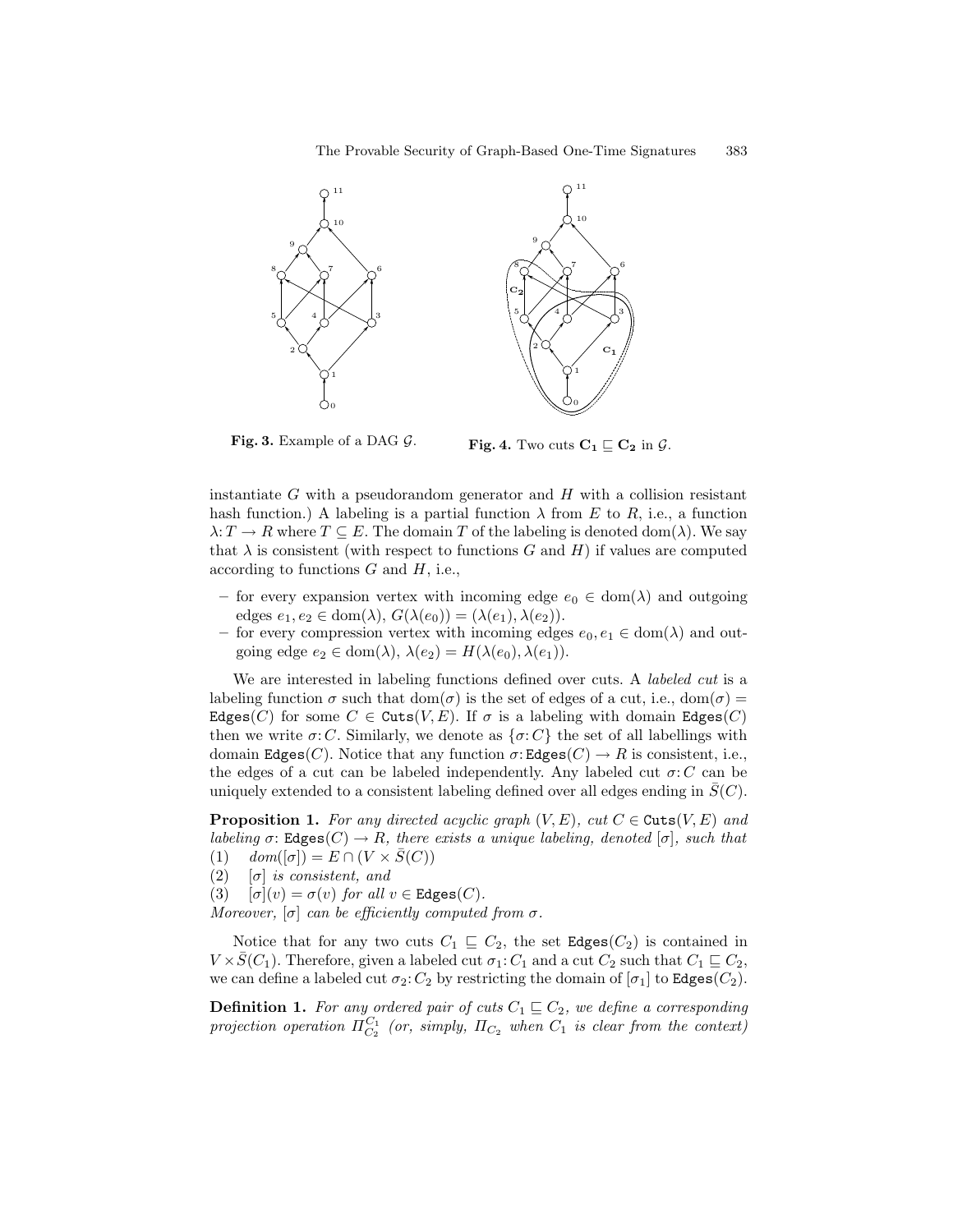Fig. 3. Example of a DAG $\mathcal{G}$.

Fig. 4. Two cuts $\mathbf{C_1} \sqsubseteq \mathbf{C_2}$ in $\mathcal{G}$.

instantiate $G$ with a pseudorandom generator and $H$ with a collision resistant hash function.) A labeling is a partial function $\lambda$ from $E$ to $R$, i.e., a function $\lambda: T \to R$ where $T \subseteq E$. The domain $T$ of the labeling is denoted $\mathrm{dom}(\lambda)$. We say that $\lambda$ is consistent (with respect to functions $G$ and $H$) if values are computed according to functions $G$ and $H$, i.e.,

- for every expansion vertex with incoming edge $e_0 \in \mathrm{dom}(\lambda)$ and outgoing edges $e_1, e_2 \in \mathrm{dom}(\lambda)$, $G(\lambda(e_0)) = (\lambda(e_1), \lambda(e_2))$.
- for every compression vertex with incoming edges $e_0, e_1 \in \mathrm{dom}(\lambda)$ and outgoing edge $e_2 \in \mathrm{dom}(\lambda)$, $\lambda(e_2) = H(\lambda(e_0), \lambda(e_1))$.

We are interested in labeling functions defined over cuts. A *labeled cut* is a labeling function $\sigma$ such that $\mathrm{dom}(\sigma) = \mathtt{Edges}(C)$ for some $C \in \mathtt{Cuts}(V, E)$. If $\sigma$ is a labeling with domain $\mathtt{Edges}(C)$ then we write $\sigma: C$. Similarly, we denote as $\{\sigma: C\}$ the set of all labellings with domain $\mathtt{Edges}(C)$. Notice that any function $\sigma: \mathtt{Edges}(C) \to R$ is consistent, i.e., the edges of a cut can be labeled independently. Any labeled cut $\sigma: C$ can be uniquely extended to a consistent labeling defined over all edges ending in $\bar{S}(C)$.

**Proposition 1.** *For any directed acyclic graph $(V, E)$, cut $C \in \mathtt{Cuts}(V, E)$ and labeling $\sigma$: $\mathtt{Edges}(C) \to R$, there exists a unique labeling, denoted $[\sigma]$, such that*
(1) $\quad dom([\sigma]) = E \cap (V \times \bar{S}(C))$
(2) $\quad [\sigma]$ *is consistent, and*
(3) $\quad [\sigma](v) = \sigma(v)$ *for all $v \in \mathtt{Edges}(C)$.*
*Moreover, $[\sigma]$ can be efficiently computed from $\sigma$.*

Notice that for any two cuts $C_1 \sqsubseteq C_2$, the set $\mathtt{Edges}(C_2)$ is contained in $V \times \bar{S}(C_1)$. Therefore, given a labeled cut $\sigma_1: C_1$ and a cut $C_2$ such that $C_1 \sqsubseteq C_2$, we can define a labeled cut $\sigma_2: C_2$ by restricting the domain of $[\sigma_1]$ to $\mathtt{Edges}(C_2)$.

**Definition 1.** *For any ordered pair of cuts $C_1 \sqsubseteq C_2$, we define a corresponding projection operation $\Pi_{C_2}^{C_1}$ (or, simply, $\Pi_{C_2}$ when $C_1$ is clear from the context)*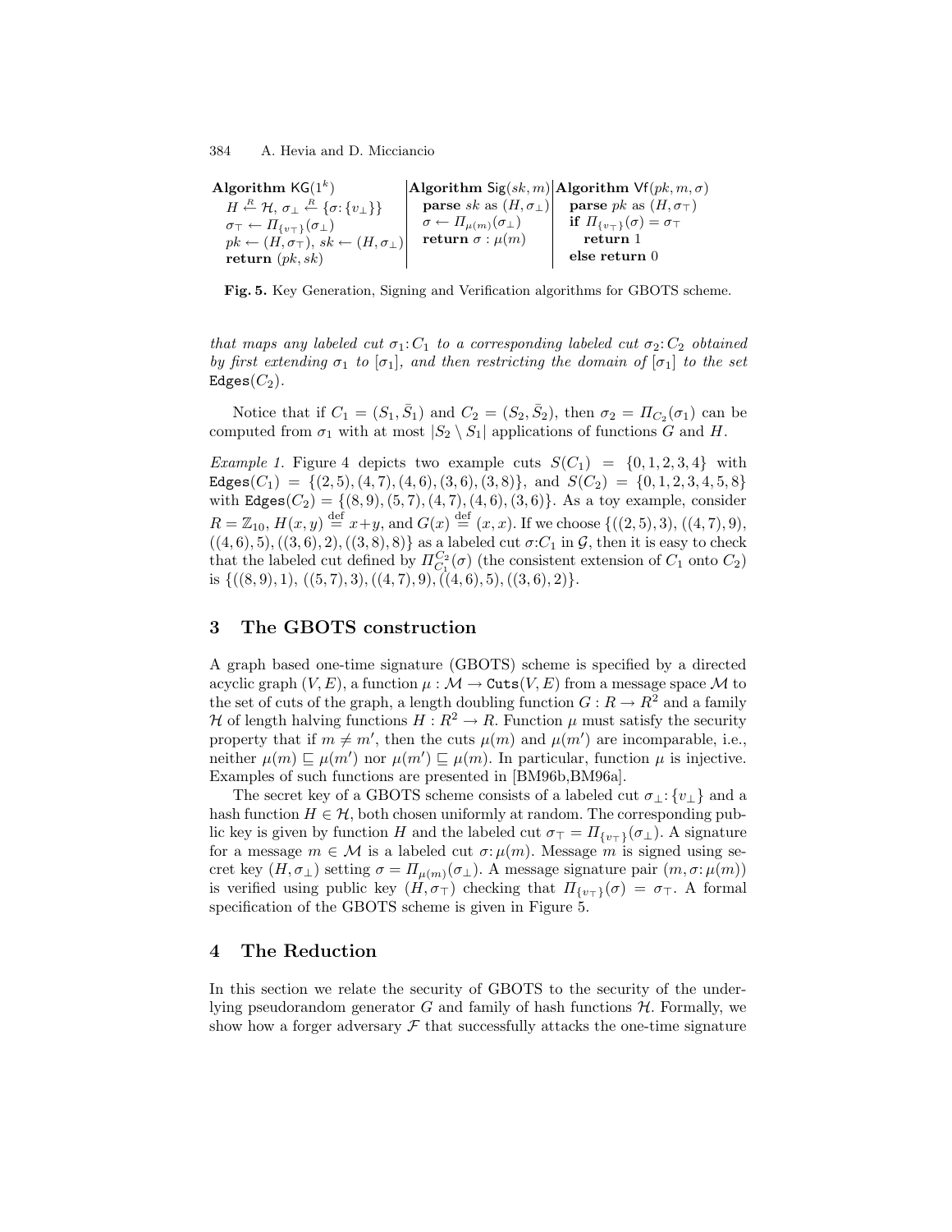| **Algorithm** $\mathsf{KG}(1^k)$ | **Algorithm** $\mathsf{Sig}(sk,m)$ | **Algorithm** $\mathsf{Vf}(pk,m,\sigma)$ |
|---|---|---|
| $H \xleftarrow{R} \mathcal{H}$, $\sigma_\bot \xleftarrow{R} \{\sigma\colon\{v_\bot\}\}$ | **parse** $sk$ as $(H,\sigma_\bot)$ | **parse** $pk$ as $(H,\sigma_\top)$ |
| $\sigma_\top \leftarrow \Pi_{\{v_\top\}}(\sigma_\bot)$ | $\sigma \leftarrow \Pi_{\mu(m)}(\sigma_\bot)$ | **if** $\Pi_{\{v_\top\}}(\sigma) = \sigma_\top$ |
| $pk \leftarrow (H,\sigma_\top)$, $sk \leftarrow (H,\sigma_\bot)$ | **return** $\sigma : \mu(m)$ | **return** 1 |
| **return** $(pk, sk)$ | | **else return** 0 |

**Fig. 5.** Key Generation, Signing and Verification algorithms for GBOTS scheme.

*that maps any labeled cut $\sigma_1\colon C_1$ to a corresponding labeled cut $\sigma_2\colon C_2$ obtained by first extending $\sigma_1$ to $[\sigma_1]$, and then restricting the domain of $[\sigma_1]$ to the set* $\mathsf{Edges}(C_2)$.

Notice that if $C_1 = (S_1, \bar{S}_1)$ and $C_2 = (S_2, \bar{S}_2)$, then $\sigma_2 = \Pi_{C_2}(\sigma_1)$ can be computed from $\sigma_1$ with at most $|S_2 \setminus S_1|$ applications of functions $G$ and $H$.

*Example 1.* Figure 4 depicts two example cuts $S(C_1) = \{0,1,2,3,4\}$ with $\mathsf{Edges}(C_1) = \{(2,5),(4,7),(4,6),(3,6),(3,8)\}$, and $S(C_2) = \{0,1,2,3,4,5,8\}$ with $\mathsf{Edges}(C_2) = \{(8,9),(5,7),(4,7),(4,6),(3,6)\}$. As a toy example, consider $R = \mathbb{Z}_{10}$, $H(x,y) \stackrel{\text{def}}{=} x+y$, and $G(x) \stackrel{\text{def}}{=} (x,x)$. If we choose $\{((2,5),3), ((4,7),9), ((4,6),5), ((3,6),2), ((3,8),8)\}$ as a labeled cut $\sigma{:}C_1$ in $\mathcal{G}$, then it is easy to check that the labeled cut defined by $\Pi_{C_1}^{C_2}(\sigma)$ (the consistent extension of $C_1$ onto $C_2$) is $\{((8,9),1), ((5,7),3), ((4,7),9), ((4,6),5), ((3,6),2)\}$.

## 3 The GBOTS construction

A graph based one-time signature (GBOTS) scheme is specified by a directed acyclic graph $(V,E)$, a function $\mu : \mathcal{M} \to \mathtt{Cuts}(V,E)$ from a message space $\mathcal{M}$ to the set of cuts of the graph, a length doubling function $G : R \to R^2$ and a family $\mathcal{H}$ of length halving functions $H : R^2 \to R$. Function $\mu$ must satisfy the security property that if $m \neq m'$, then the cuts $\mu(m)$ and $\mu(m')$ are incomparable, i.e., neither $\mu(m) \sqsubseteq \mu(m')$ nor $\mu(m') \sqsubseteq \mu(m)$. In particular, function $\mu$ is injective. Examples of such functions are presented in [BM96b,BM96a].

The secret key of a GBOTS scheme consists of a labeled cut $\sigma_\bot\colon\{v_\bot\}$ and a hash function $H \in \mathcal{H}$, both chosen uniformly at random. The corresponding public key is given by function $H$ and the labeled cut $\sigma_\top = \Pi_{\{v_\top\}}(\sigma_\bot)$. A signature for a message $m \in \mathcal{M}$ is a labeled cut $\sigma\colon\mu(m)$. Message $m$ is signed using secret key $(H,\sigma_\bot)$ setting $\sigma = \Pi_{\mu(m)}(\sigma_\bot)$. A message signature pair $(m, \sigma\colon\mu(m))$ is verified using public key $(H,\sigma_\top)$ checking that $\Pi_{\{v_\top\}}(\sigma) = \sigma_\top$. A formal specification of the GBOTS scheme is given in Figure 5.

## 4 The Reduction

In this section we relate the security of GBOTS to the security of the underlying pseudorandom generator $G$ and family of hash functions $\mathcal{H}$. Formally, we show how a forger adversary $\mathcal{F}$ that successfully attacks the one-time signature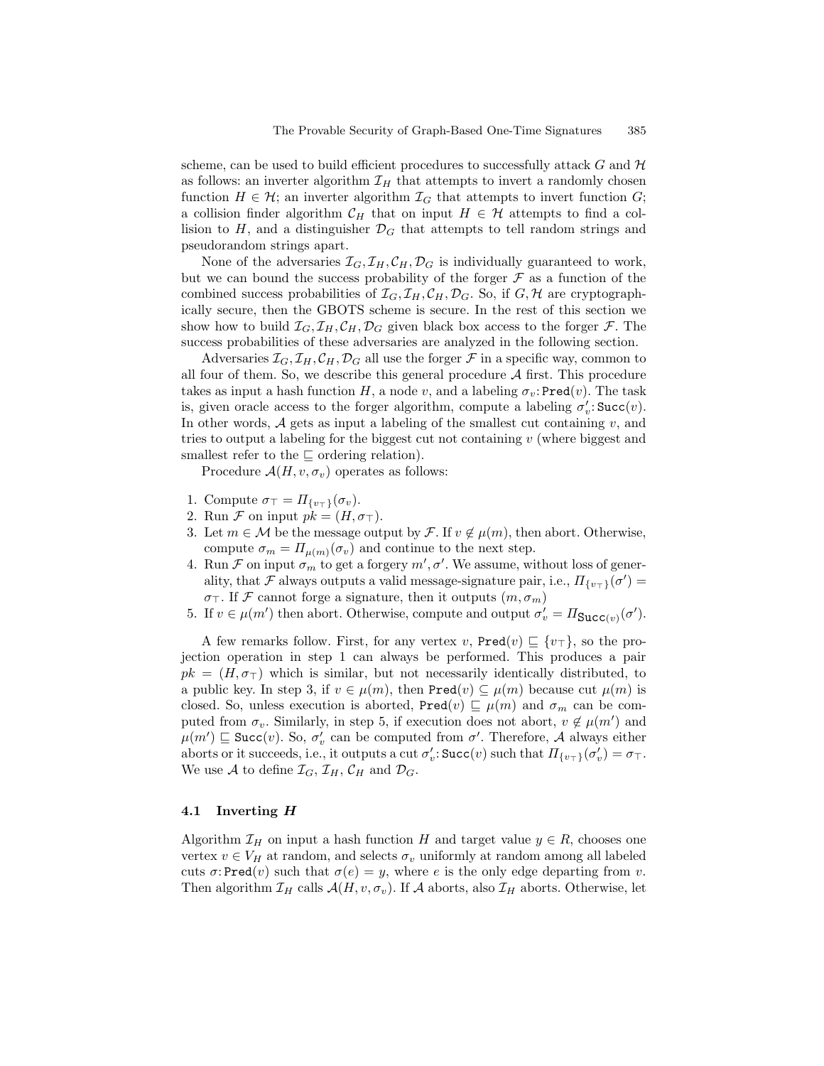scheme, can be used to build efficient procedures to successfully attack $G$ and $\mathcal{H}$ as follows: an inverter algorithm $\mathcal{I}_H$ that attempts to invert a randomly chosen function $H \in \mathcal{H}$; an inverter algorithm $\mathcal{I}_G$ that attempts to invert function $G$; a collision finder algorithm $\mathcal{C}_H$ that on input $H \in \mathcal{H}$ attempts to find a collision to $H$, and a distinguisher $\mathcal{D}_G$ that attempts to tell random strings and pseudorandom strings apart.

None of the adversaries $\mathcal{I}_G, \mathcal{I}_H, \mathcal{C}_H, \mathcal{D}_G$ is individually guaranteed to work, but we can bound the success probability of the forger $\mathcal{F}$ as a function of the combined success probabilities of $\mathcal{I}_G, \mathcal{I}_H, \mathcal{C}_H, \mathcal{D}_G$. So, if $G, \mathcal{H}$ are cryptographically secure, then the GBOTS scheme is secure. In the rest of this section we show how to build $\mathcal{I}_G, \mathcal{I}_H, \mathcal{C}_H, \mathcal{D}_G$ given black box access to the forger $\mathcal{F}$. The success probabilities of these adversaries are analyzed in the following section.

Adversaries $\mathcal{I}_G, \mathcal{I}_H, \mathcal{C}_H, \mathcal{D}_G$ all use the forger $\mathcal{F}$ in a specific way, common to all four of them. So, we describe this general procedure $\mathcal{A}$ first. This procedure takes as input a hash function $H$, a node $v$, and a labeling $\sigma_v : \texttt{Pred}(v)$. The task is, given oracle access to the forger algorithm, compute a labeling $\sigma'_v : \texttt{Succ}(v)$. In other words, $\mathcal{A}$ gets as input a labeling of the smallest cut containing $v$, and tries to output a labeling for the biggest cut not containing $v$ (where biggest and smallest refer to the $\sqsubseteq$ ordering relation).

Procedure $\mathcal{A}(H, v, \sigma_v)$ operates as follows:

1. Compute $\sigma_\top = \Pi_{\{v_\top\}}(\sigma_v)$.
2. Run $\mathcal{F}$ on input $pk = (H, \sigma_\top)$.
3. Let $m \in \mathcal{M}$ be the message output by $\mathcal{F}$. If $v \notin \mu(m)$, then abort. Otherwise, compute $\sigma_m = \Pi_{\mu(m)}(\sigma_v)$ and continue to the next step.
4. Run $\mathcal{F}$ on input $\sigma_m$ to get a forgery $m', \sigma'$. We assume, without loss of generality, that $\mathcal{F}$ always outputs a valid message-signature pair, i.e., $\Pi_{\{v_\top\}}(\sigma') = \sigma_\top$. If $\mathcal{F}$ cannot forge a signature, then it outputs $(m, \sigma_m)$
5. If $v \in \mu(m')$ then abort. Otherwise, compute and output $\sigma'_v = \Pi_{\texttt{Succ}(v)}(\sigma')$.

A few remarks follow. First, for any vertex $v$, $\texttt{Pred}(v) \sqsubseteq \{v_\top\}$, so the projection operation in step 1 can always be performed. This produces a pair $pk = (H, \sigma_\top)$ which is similar, but not necessarily identically distributed, to a public key. In step 3, if $v \in \mu(m)$, then $\texttt{Pred}(v) \subseteq \mu(m)$ because cut $\mu(m)$ is closed. So, unless execution is aborted, $\texttt{Pred}(v) \sqsubseteq \mu(m)$ and $\sigma_m$ can be computed from $\sigma_v$. Similarly, in step 5, if execution does not abort, $v \notin \mu(m')$ and $\mu(m') \sqsubseteq \texttt{Succ}(v)$. So, $\sigma'_v$ can be computed from $\sigma'$. Therefore, $\mathcal{A}$ always either aborts or it succeeds, i.e., it outputs a cut $\sigma'_v : \texttt{Succ}(v)$ such that $\Pi_{\{v_\top\}}(\sigma'_v) = \sigma_\top$. We use $\mathcal{A}$ to define $\mathcal{I}_G$, $\mathcal{I}_H$, $\mathcal{C}_H$ and $\mathcal{D}_G$.

### 4.1 Inverting *H*

Algorithm $\mathcal{I}_H$ on input a hash function $H$ and target value $y \in R$, chooses one vertex $v \in V_H$ at random, and selects $\sigma_v$ uniformly at random among all labeled cuts $\sigma : \texttt{Pred}(v)$ such that $\sigma(e) = y$, where $e$ is the only edge departing from $v$. Then algorithm $\mathcal{I}_H$ calls $\mathcal{A}(H, v, \sigma_v)$. If $\mathcal{A}$ aborts, also $\mathcal{I}_H$ aborts. Otherwise, let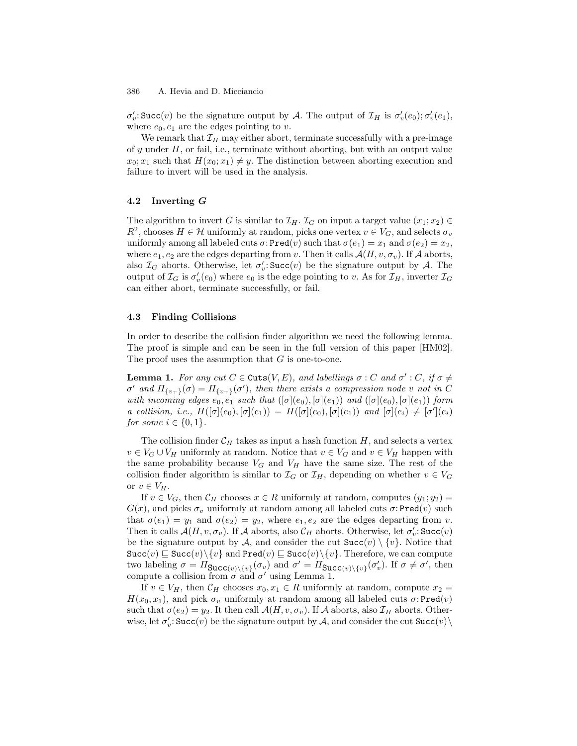$\sigma'_v\colon \mathtt{Succ}(v)$ be the signature output by $\mathcal{A}$. The output of $\mathcal{I}_H$ is $\sigma'_v(e_0); \sigma'_v(e_1)$, where $e_0, e_1$ are the edges pointing to $v$.

We remark that $\mathcal{I}_H$ may either abort, terminate successfully with a pre-image of $y$ under $H$, or fail, i.e., terminate without aborting, but with an output value $x_0; x_1$ such that $H(x_0; x_1) \neq y$. The distinction between aborting execution and failure to invert will be used in the analysis.

### 4.2 Inverting $G$

The algorithm to invert $G$ is similar to $\mathcal{I}_H$. $\mathcal{I}_G$ on input a target value $(x_1; x_2) \in R^2$, chooses $H \in \mathcal{H}$ uniformly at random, picks one vertex $v \in V_G$, and selects $\sigma_v$ uniformly among all labeled cuts $\sigma\colon \mathtt{Pred}(v)$ such that $\sigma(e_1) = x_1$ and $\sigma(e_2) = x_2$, where $e_1, e_2$ are the edges departing from $v$. Then it calls $\mathcal{A}(H, v, \sigma_v)$. If $\mathcal{A}$ aborts, also $\mathcal{I}_G$ aborts. Otherwise, let $\sigma'_v\colon \mathtt{Succ}(v)$ be the signature output by $\mathcal{A}$. The output of $\mathcal{I}_G$ is $\sigma'_v(e_0)$ where $e_0$ is the edge pointing to $v$. As for $\mathcal{I}_H$, inverter $\mathcal{I}_G$ can either abort, terminate successfully, or fail.

### 4.3 Finding Collisions

In order to describe the collision finder algorithm we need the following lemma. The proof is simple and can be seen in the full version of this paper [HM02]. The proof uses the assumption that $G$ is one-to-one.

**Lemma 1.** *For any cut $C \in \mathtt{Cuts}(V, E)$, and labellings $\sigma : C$ and $\sigma' : C$, if $\sigma \neq \sigma'$ and $\Pi_{\{v_\top\}}(\sigma) = \Pi_{\{v_\top\}}(\sigma')$, then there exists a compression node $v$ not in $C$ with incoming edges $e_0, e_1$ such that $([\sigma](e_0), [\sigma](e_1))$ and $([\sigma](e_0), [\sigma](e_1))$ form a collision, i.e., $H([\sigma](e_0), [\sigma](e_1)) = H([\sigma](e_0), [\sigma](e_1))$ and $[\sigma](e_i) \neq [\sigma'](e_i)$ for some $i \in \{0, 1\}$.*

The collision finder $\mathcal{C}_H$ takes as input a hash function $H$, and selects a vertex $v \in V_G \cup V_H$ uniformly at random. Notice that $v \in V_G$ and $v \in V_H$ happen with the same probability because $V_G$ and $V_H$ have the same size. The rest of the collision finder algorithm is similar to $\mathcal{I}_G$ or $\mathcal{I}_H$, depending on whether $v \in V_G$ or $v \in V_H$.

If $v \in V_G$, then $\mathcal{C}_H$ chooses $x \in R$ uniformly at random, computes $(y_1; y_2) = G(x)$, and picks $\sigma_v$ uniformly at random among all labeled cuts $\sigma\colon \mathtt{Pred}(v)$ such that $\sigma(e_1) = y_1$ and $\sigma(e_2) = y_2$, where $e_1, e_2$ are the edges departing from $v$. Then it calls $\mathcal{A}(H, v, \sigma_v)$. If $\mathcal{A}$ aborts, also $\mathcal{C}_H$ aborts. Otherwise, let $\sigma'_v\colon \mathtt{Succ}(v)$ be the signature output by $\mathcal{A}$, and consider the cut $\mathtt{Succ}(v) \setminus \{v\}$. Notice that $\mathtt{Succ}(v) \sqsubseteq \mathtt{Succ}(v)\setminus\{v\}$ and $\mathtt{Pred}(v) \sqsubseteq \mathtt{Succ}(v)\setminus\{v\}$. Therefore, we can compute two labeling $\sigma = \Pi_{\mathtt{Succ}(v)\setminus\{v\}}(\sigma_v)$ and $\sigma' = \Pi_{\mathtt{Succ}(v)\setminus\{v\}}(\sigma'_v)$. If $\sigma \neq \sigma'$, then compute a collision from $\sigma$ and $\sigma'$ using Lemma 1.

If $v \in V_H$, then $\mathcal{C}_H$ chooses $x_0, x_1 \in R$ uniformly at random, compute $x_2 = H(x_0, x_1)$, and pick $\sigma_v$ uniformly at random among all labeled cuts $\sigma\colon \mathtt{Pred}(v)$ such that $\sigma(e_2) = y_2$. It then call $\mathcal{A}(H, v, \sigma_v)$. If $\mathcal{A}$ aborts, also $\mathcal{I}_H$ aborts. Otherwise, let $\sigma'_v\colon \mathtt{Succ}(v)$ be the signature output by $\mathcal{A}$, and consider the cut $\mathtt{Succ}(v)\setminus$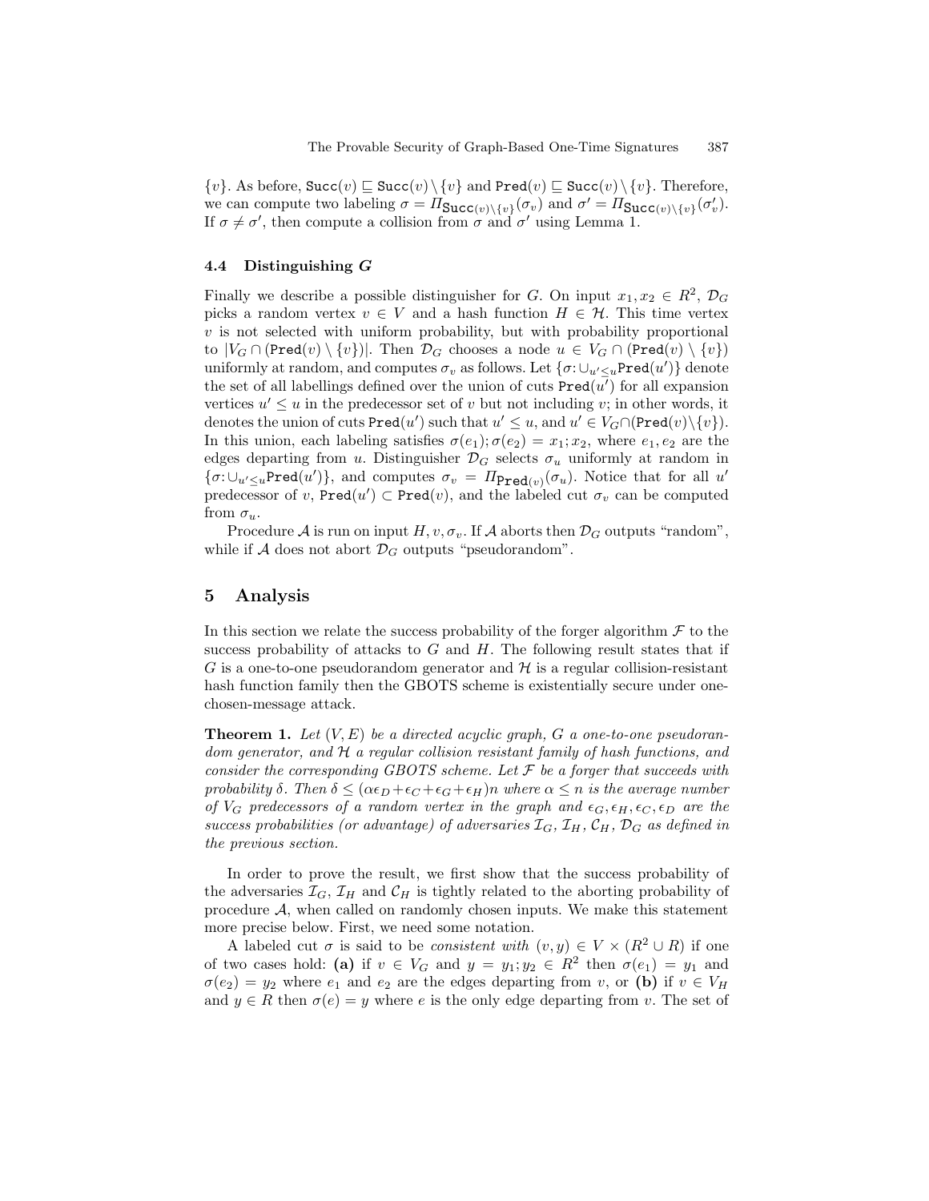$\{v\}$. As before, $\texttt{Succ}(v) \sqsubseteq \texttt{Succ}(v) \setminus \{v\}$ and $\texttt{Pred}(v) \sqsubseteq \texttt{Succ}(v) \setminus \{v\}$. Therefore, we can compute two labeling $\sigma = \Pi_{\texttt{Succ}(v)\setminus\{v\}}(\sigma_v)$ and $\sigma' = \Pi_{\texttt{Succ}(v)\setminus\{v\}}(\sigma'_v)$. If $\sigma \neq \sigma'$, then compute a collision from $\sigma$ and $\sigma'$ using Lemma 1.

### 4.4 Distinguishing *G*

Finally we describe a possible distinguisher for $G$. On input $x_1, x_2 \in R^2$, $\mathcal{D}_G$ picks a random vertex $v \in V$ and a hash function $H \in \mathcal{H}$. This time vertex $v$ is not selected with uniform probability, but with probability proportional to $|V_G \cap (\texttt{Pred}(v) \setminus \{v\})|$. Then $\mathcal{D}_G$ chooses a node $u \in V_G \cap (\texttt{Pred}(v) \setminus \{v\})$ uniformly at random, and computes $\sigma_v$ as follows. Let $\{\sigma \colon \cup_{u' \leq u} \texttt{Pred}(u')\}$ denote the set of all labellings defined over the union of cuts $\texttt{Pred}(u')$ for all expansion vertices $u' \leq u$ in the predecessor set of $v$ but not including $v$; in other words, it denotes the union of cuts $\texttt{Pred}(u')$ such that $u' \leq u$, and $u' \in V_G \cap (\texttt{Pred}(v) \setminus \{v\})$. In this union, each labeling satisfies $\sigma(e_1); \sigma(e_2) = x_1; x_2$, where $e_1, e_2$ are the edges departing from $u$. Distinguisher $\mathcal{D}_G$ selects $\sigma_u$ uniformly at random in $\{\sigma \colon \cup_{u' \leq u} \texttt{Pred}(u')\}$, and computes $\sigma_v = \Pi_{\texttt{Pred}(v)}(\sigma_u)$. Notice that for all $u'$ predecessor of $v$, $\texttt{Pred}(u') \subset \texttt{Pred}(v)$, and the labeled cut $\sigma_v$ can be computed from $\sigma_u$.

Procedure $\mathcal{A}$ is run on input $H, v, \sigma_v$. If $\mathcal{A}$ aborts then $\mathcal{D}_G$ outputs "random", while if $\mathcal{A}$ does not abort $\mathcal{D}_G$ outputs "pseudorandom".

## 5 Analysis

In this section we relate the success probability of the forger algorithm $\mathcal{F}$ to the success probability of attacks to $G$ and $H$. The following result states that if $G$ is a one-to-one pseudorandom generator and $\mathcal{H}$ is a regular collision-resistant hash function family then the GBOTS scheme is existentially secure under one-chosen-message attack.

**Theorem 1.** *Let $(V, E)$ be a directed acyclic graph, $G$ a one-to-one pseudorandom generator, and $\mathcal{H}$ a regular collision resistant family of hash functions, and consider the corresponding GBOTS scheme. Let $\mathcal{F}$ be a forger that succeeds with probability $\delta$. Then $\delta \leq (\alpha\epsilon_D + \epsilon_C + \epsilon_G + \epsilon_H)n$ where $\alpha \leq n$ is the average number of $V_G$ predecessors of a random vertex in the graph and $\epsilon_G, \epsilon_H, \epsilon_C, \epsilon_D$ are the success probabilities (or advantage) of adversaries $\mathcal{I}_G$, $\mathcal{I}_H$, $\mathcal{C}_H$, $\mathcal{D}_G$ as defined in the previous section.*

In order to prove the result, we first show that the success probability of the adversaries $\mathcal{I}_G$, $\mathcal{I}_H$ and $\mathcal{C}_H$ is tightly related to the aborting probability of procedure $\mathcal{A}$, when called on randomly chosen inputs. We make this statement more precise below. First, we need some notation.

A labeled cut $\sigma$ is said to be *consistent with* $(v, y) \in V \times (R^2 \cup R)$ if one of two cases hold: **(a)** if $v \in V_G$ and $y = y_1; y_2 \in R^2$ then $\sigma(e_1) = y_1$ and $\sigma(e_2) = y_2$ where $e_1$ and $e_2$ are the edges departing from $v$, or **(b)** if $v \in V_H$ and $y \in R$ then $\sigma(e) = y$ where $e$ is the only edge departing from $v$. The set of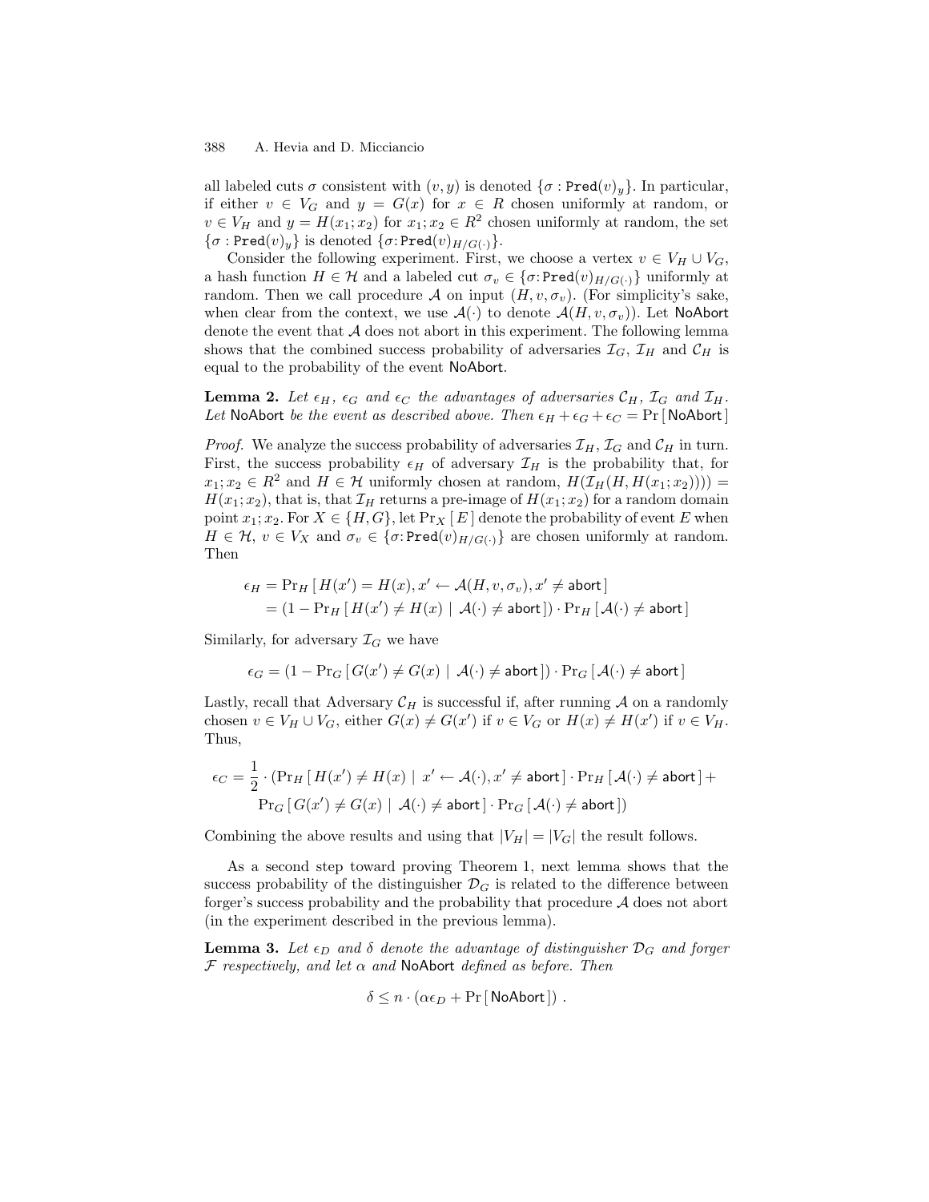all labeled cuts $\sigma$ consistent with $(v, y)$ is denoted $\{\sigma : \texttt{Pred}(v)_y\}$. In particular, if either $v \in V_G$ and $y = G(x)$ for $x \in R$ chosen uniformly at random, or $v \in V_H$ and $y = H(x_1; x_2)$ for $x_1; x_2 \in R^2$ chosen uniformly at random, the set $\{\sigma : \texttt{Pred}(v)_y\}$ is denoted $\{\sigma : \texttt{Pred}(v)_{H/G(\cdot)}\}$.

Consider the following experiment. First, we choose a vertex $v \in V_H \cup V_G$, a hash function $H \in \mathcal{H}$ and a labeled cut $\sigma_v \in \{\sigma : \texttt{Pred}(v)_{H/G(\cdot)}\}$ uniformly at random. Then we call procedure $\mathcal{A}$ on input $(H, v, \sigma_v)$. (For simplicity's sake, when clear from the context, we use $\mathcal{A}(\cdot)$ to denote $\mathcal{A}(H, v, \sigma_v)$). Let $\mathsf{NoAbort}$ denote the event that $\mathcal{A}$ does not abort in this experiment. The following lemma shows that the combined success probability of adversaries $\mathcal{I}_G$, $\mathcal{I}_H$ and $\mathcal{C}_H$ is equal to the probability of the event $\mathsf{NoAbort}$.

**Lemma 2.** *Let $\epsilon_H$, $\epsilon_G$ and $\epsilon_C$ the advantages of adversaries $\mathcal{C}_H$, $\mathcal{I}_G$ and $\mathcal{I}_H$. Let $\mathsf{NoAbort}$ be the event as described above. Then $\epsilon_H + \epsilon_G + \epsilon_C = \Pr[\,\mathsf{NoAbort}\,]$*

*Proof.* We analyze the success probability of adversaries $\mathcal{I}_H$, $\mathcal{I}_G$ and $\mathcal{C}_H$ in turn. First, the success probability $\epsilon_H$ of adversary $\mathcal{I}_H$ is the probability that, for $x_1; x_2 \in R^2$ and $H \in \mathcal{H}$ uniformly chosen at random, $H(\mathcal{I}_H(H, H(x_1; x_2)))) = H(x_1; x_2)$, that is, that $\mathcal{I}_H$ returns a pre-image of $H(x_1; x_2)$ for a random domain point $x_1; x_2$. For $X \in \{H, G\}$, let $\Pr_X[\,E\,]$ denote the probability of event $E$ when $H \in \mathcal{H}$, $v \in V_X$ and $\sigma_v \in \{\sigma : \texttt{Pred}(v)_{H/G(\cdot)}\}$ are chosen uniformly at random. Then

$$
\begin{aligned}
\epsilon_H &= \Pr_H[\,H(x') = H(x), x' \leftarrow \mathcal{A}(H, v, \sigma_v), x' \neq \mathsf{abort}\,] \\
&= (1 - \Pr_H[\,H(x') \neq H(x) \mid \mathcal{A}(\cdot) \neq \mathsf{abort}\,]) \cdot \Pr_H[\,\mathcal{A}(\cdot) \neq \mathsf{abort}\,]
\end{aligned}
$$

Similarly, for adversary $\mathcal{I}_G$ we have

$$
\epsilon_G = (1 - \Pr_G[\,G(x') \neq G(x) \mid \mathcal{A}(\cdot) \neq \mathsf{abort}\,]) \cdot \Pr_G[\,\mathcal{A}(\cdot) \neq \mathsf{abort}\,]
$$

Lastly, recall that Adversary $\mathcal{C}_H$ is successful if, after running $\mathcal{A}$ on a randomly chosen $v \in V_H \cup V_G$, either $G(x) \neq G(x')$ if $v \in V_G$ or $H(x) \neq H(x')$ if $v \in V_H$. Thus,

$$
\begin{aligned}
\epsilon_C = \frac{1}{2} \cdot (&\Pr_H[\,H(x') \neq H(x) \mid x' \leftarrow \mathcal{A}(\cdot), x' \neq \mathsf{abort}\,] \cdot \Pr_H[\,\mathcal{A}(\cdot) \neq \mathsf{abort}\,] + \\
&\Pr_G[\,G(x') \neq G(x) \mid \mathcal{A}(\cdot) \neq \mathsf{abort}\,] \cdot \Pr_G[\,\mathcal{A}(\cdot) \neq \mathsf{abort}\,])
\end{aligned}
$$

Combining the above results and using that $|V_H| = |V_G|$ the result follows.

As a second step toward proving Theorem 1, next lemma shows that the success probability of the distinguisher $\mathcal{D}_G$ is related to the difference between forger's success probability and the probability that procedure $\mathcal{A}$ does not abort (in the experiment described in the previous lemma).

**Lemma 3.** *Let $\epsilon_D$ and $\delta$ denote the advantage of distinguisher $\mathcal{D}_G$ and forger $\mathcal{F}$ respectively, and let $\alpha$ and $\mathsf{NoAbort}$ defined as before. Then*

$$
\delta \leq n \cdot (\alpha \epsilon_D + \Pr[\,\mathsf{NoAbort}\,]) .
$$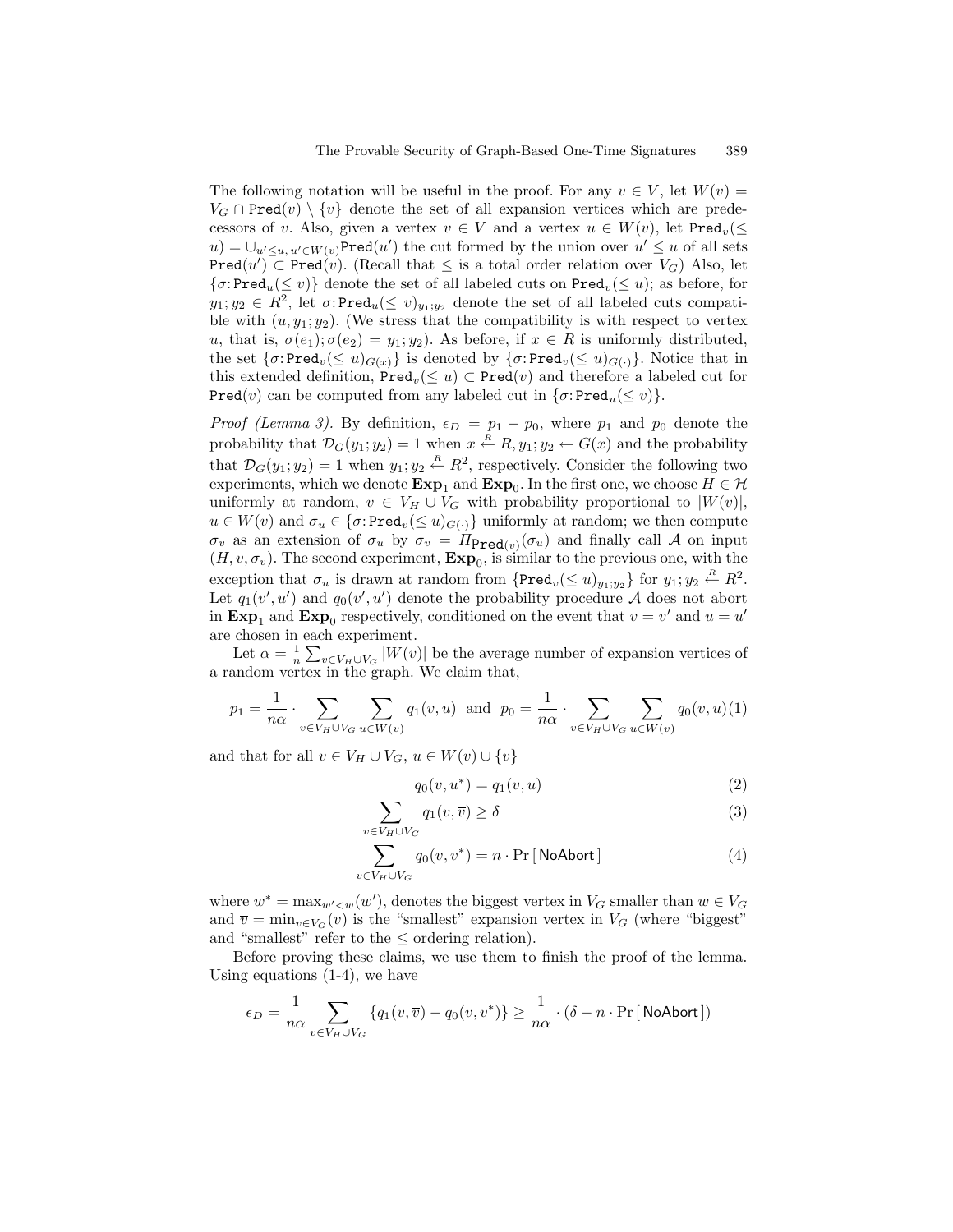The following notation will be useful in the proof. For any $v \in V$, let $W(v) = V_G \cap \mathtt{Pred}(v) \setminus \{v\}$ denote the set of all expansion vertices which are predecessors of $v$. Also, given a vertex $v \in V$ and a vertex $u \in W(v)$, let $\mathtt{Pred}_v(\leq u) = \cup_{u' \leq u,\, u' \in W(v)} \mathtt{Pred}(u')$ the cut formed by the union over $u' \leq u$ of all sets $\mathtt{Pred}(u') \subset \mathtt{Pred}(v)$. (Recall that $\leq$ is a total order relation over $V_G$) Also, let $\{\sigma{:}\, \mathtt{Pred}_u(\leq v)\}$ denote the set of all labeled cuts on $\mathtt{Pred}_v(\leq u)$; as before, for $y_1; y_2 \in R^2$, let $\sigma{:}\, \mathtt{Pred}_u(\leq v)_{y_1;y_2}$ denote the set of all labeled cuts compatible with $(u, y_1; y_2)$. (We stress that the compatibility is with respect to vertex $u$, that is, $\sigma(e_1); \sigma(e_2) = y_1; y_2$). As before, if $x \in R$ is uniformly distributed, the set $\{\sigma{:}\, \mathtt{Pred}_v(\leq u)_{G(x)}\}$ is denoted by $\{\sigma{:}\, \mathtt{Pred}_v(\leq u)_{G(\cdot)}\}$. Notice that in this extended definition, $\mathtt{Pred}_v(\leq u) \subset \mathtt{Pred}(v)$ and therefore a labeled cut for $\mathtt{Pred}(v)$ can be computed from any labeled cut in $\{\sigma{:}\, \mathtt{Pred}_u(\leq v)\}$.

*Proof (Lemma 3).* By definition, $\epsilon_D = p_1 - p_0$, where $p_1$ and $p_0$ denote the probability that $\mathcal{D}_G(y_1; y_2) = 1$ when $x \xleftarrow{R} R, y_1; y_2 \leftarrow G(x)$ and the probability that $\mathcal{D}_G(y_1; y_2) = 1$ when $y_1; y_2 \xleftarrow{R} R^2$, respectively. Consider the following two experiments, which we denote $\mathbf{Exp}_1$ and $\mathbf{Exp}_0$. In the first one, we choose $H \in \mathcal{H}$ uniformly at random, $v \in V_H \cup V_G$ with probability proportional to $|W(v)|$, $u \in W(v)$ and $\sigma_u \in \{\sigma{:}\, \mathtt{Pred}_v(\leq u)_{G(\cdot)}\}$ uniformly at random; we then compute $\sigma_v$ as an extension of $\sigma_u$ by $\sigma_v = \Pi_{\mathtt{Pred}(v)}(\sigma_u)$ and finally call $\mathcal{A}$ on input $(H, v, \sigma_v)$. The second experiment, $\mathbf{Exp}_0$, is similar to the previous one, with the exception that $\sigma_u$ is drawn at random from $\{\mathtt{Pred}_v(\leq u)_{y_1;y_2}\}$ for $y_1; y_2 \xleftarrow{R} R^2$. Let $q_1(v', u')$ and $q_0(v', u')$ denote the probability procedure $\mathcal{A}$ does not abort in $\mathbf{Exp}_1$ and $\mathbf{Exp}_0$ respectively, conditioned on the event that $v = v'$ and $u = u'$ are chosen in each experiment.

Let $\alpha = \frac{1}{n} \sum_{v \in V_H \cup V_G} |W(v)|$ be the average number of expansion vertices of a random vertex in the graph. We claim that,

$$p_1 = \frac{1}{n\alpha} \cdot \sum_{v \in V_H \cup V_G} \sum_{u \in W(v)} q_1(v, u) \text{ and } p_0 = \frac{1}{n\alpha} \cdot \sum_{v \in V_H \cup V_G} \sum_{u \in W(v)} q_0(v, u) \quad (1)$$

and that for all $v \in V_H \cup V_G$, $u \in W(v) \cup \{v\}$

$$q_0(v, u^*) = q_1(v, u) \quad (2)$$

$$\sum_{v \in V_H \cup V_G} q_1(v, \overline{v}) \geq \delta \quad (3)$$

$$\sum_{v \in V_H \cup V_G} q_0(v, v^*) = n \cdot \Pr[\,\mathsf{NoAbort}\,] \quad (4)$$

where $w^* = \max_{w' < w}(w')$, denotes the biggest vertex in $V_G$ smaller than $w \in V_G$ and $\overline{v} = \min_{v \in V_G}(v)$ is the "smallest" expansion vertex in $V_G$ (where "biggest" and "smallest" refer to the $\leq$ ordering relation).

Before proving these claims, we use them to finish the proof of the lemma. Using equations (1-4), we have

$$\epsilon_D = \frac{1}{n\alpha} \sum_{v \in V_H \cup V_G} \{q_1(v, \overline{v}) - q_0(v, v^*)\} \geq \frac{1}{n\alpha} \cdot (\delta - n \cdot \Pr[\,\mathsf{NoAbort}\,])$$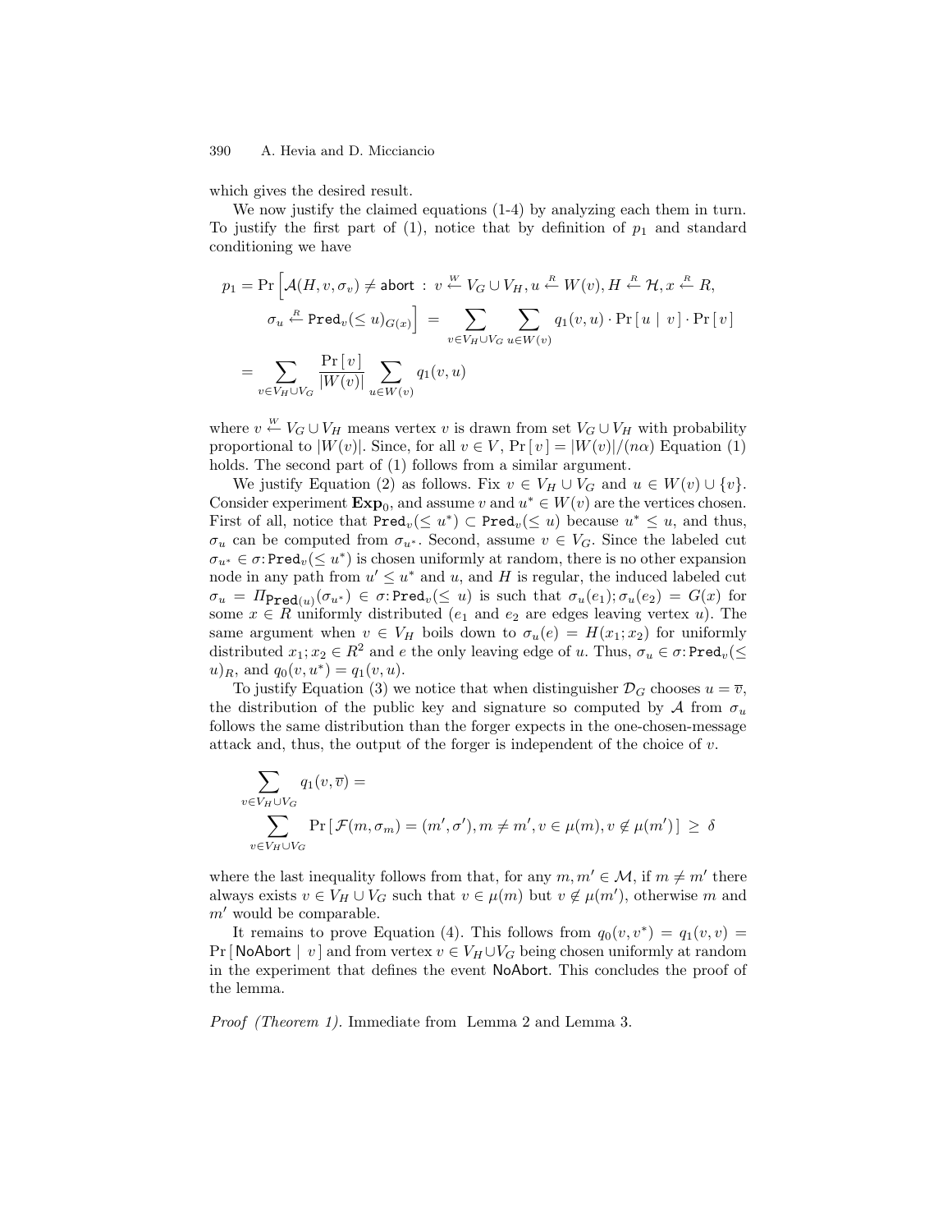which gives the desired result.

We now justify the claimed equations (1-4) by analyzing each them in turn. To justify the first part of (1), notice that by definition of $p_1$ and standard conditioning we have

$$p_1 = \Pr\Big[\mathcal{A}(H, v, \sigma_v) \neq \mathsf{abort} \;:\; v \overset{W}{\leftarrow} V_G \cup V_H, u \overset{R}{\leftarrow} W(v), H \overset{R}{\leftarrow} \mathcal{H}, x \overset{R}{\leftarrow} R,$$

$$\sigma_u \overset{R}{\leftarrow} \mathtt{Pred}_v(\leq u)_{G(x)}\Big] \;=\; \sum_{v \in V_H \cup V_G} \sum_{u \in W(v)} q_1(v, u) \cdot \Pr[\, u \mid v \,] \cdot \Pr[\, v \,]$$

$$= \sum_{v \in V_H \cup V_G} \frac{\Pr[\, v \,]}{|W(v)|} \sum_{u \in W(v)} q_1(v, u)$$

where $v \overset{W}{\leftarrow} V_G \cup V_H$ means vertex $v$ is drawn from set $V_G \cup V_H$ with probability proportional to $|W(v)|$. Since, for all $v \in V$, $\Pr[\, v \,] = |W(v)|/(n\alpha)$ Equation (1) holds. The second part of (1) follows from a similar argument.

We justify Equation (2) as follows. Fix $v \in V_H \cup V_G$ and $u \in W(v) \cup \{v\}$. Consider experiment $\mathbf{Exp}_0$, and assume $v$ and $u^* \in W(v)$ are the vertices chosen. First of all, notice that $\mathtt{Pred}_v(\leq u^*) \subset \mathtt{Pred}_v(\leq u)$ because $u^* \leq u$, and thus, $\sigma_u$ can be computed from $\sigma_{u^*}$. Second, assume $v \in V_G$. Since the labeled cut $\sigma_{u^*} \in \sigma\colon \mathtt{Pred}_v(\leq u^*)$ is chosen uniformly at random, there is no other expansion node in any path from $u' \leq u^*$ and $u$, and $H$ is regular, the induced labeled cut $\sigma_u = \Pi_{\mathtt{Pred}(u)}(\sigma_{u^*}) \in \sigma\colon \mathtt{Pred}_v(\leq u)$ is such that $\sigma_u(e_1); \sigma_u(e_2) = G(x)$ for some $x \in R$ uniformly distributed ($e_1$ and $e_2$ are edges leaving vertex $u$). The same argument when $v \in V_H$ boils down to $\sigma_u(e) = H(x_1; x_2)$ for uniformly distributed $x_1; x_2 \in R^2$ and $e$ the only leaving edge of $u$. Thus, $\sigma_u \in \sigma\colon \mathtt{Pred}_v(\leq u)_R$, and $q_0(v, u^*) = q_1(v, u)$.

To justify Equation (3) we notice that when distinguisher $\mathcal{D}_G$ chooses $u = \overline{v}$, the distribution of the public key and signature so computed by $\mathcal{A}$ from $\sigma_u$ follows the same distribution than the forger expects in the one-chosen-message attack and, thus, the output of the forger is independent of the choice of $v$.

$$\sum_{v \in V_H \cup V_G} q_1(v, \overline{v}) =$$
$$\sum_{v \in V_H \cup V_G} \Pr[\, \mathcal{F}(m, \sigma_m) = (m', \sigma'), m \neq m', v \in \mu(m), v \notin \mu(m') \,] \;\geq\; \delta$$

where the last inequality follows from that, for any $m, m' \in \mathcal{M}$, if $m \neq m'$ there always exists $v \in V_H \cup V_G$ such that $v \in \mu(m)$ but $v \notin \mu(m')$, otherwise $m$ and $m'$ would be comparable.

It remains to prove Equation (4). This follows from $q_0(v, v^*) = q_1(v, v) = \Pr[\, \mathsf{NoAbort} \mid v \,]$ and from vertex $v \in V_H \cup V_G$ being chosen uniformly at random in the experiment that defines the event $\mathsf{NoAbort}$. This concludes the proof of the lemma.

*Proof (Theorem 1).* Immediate from Lemma 2 and Lemma 3.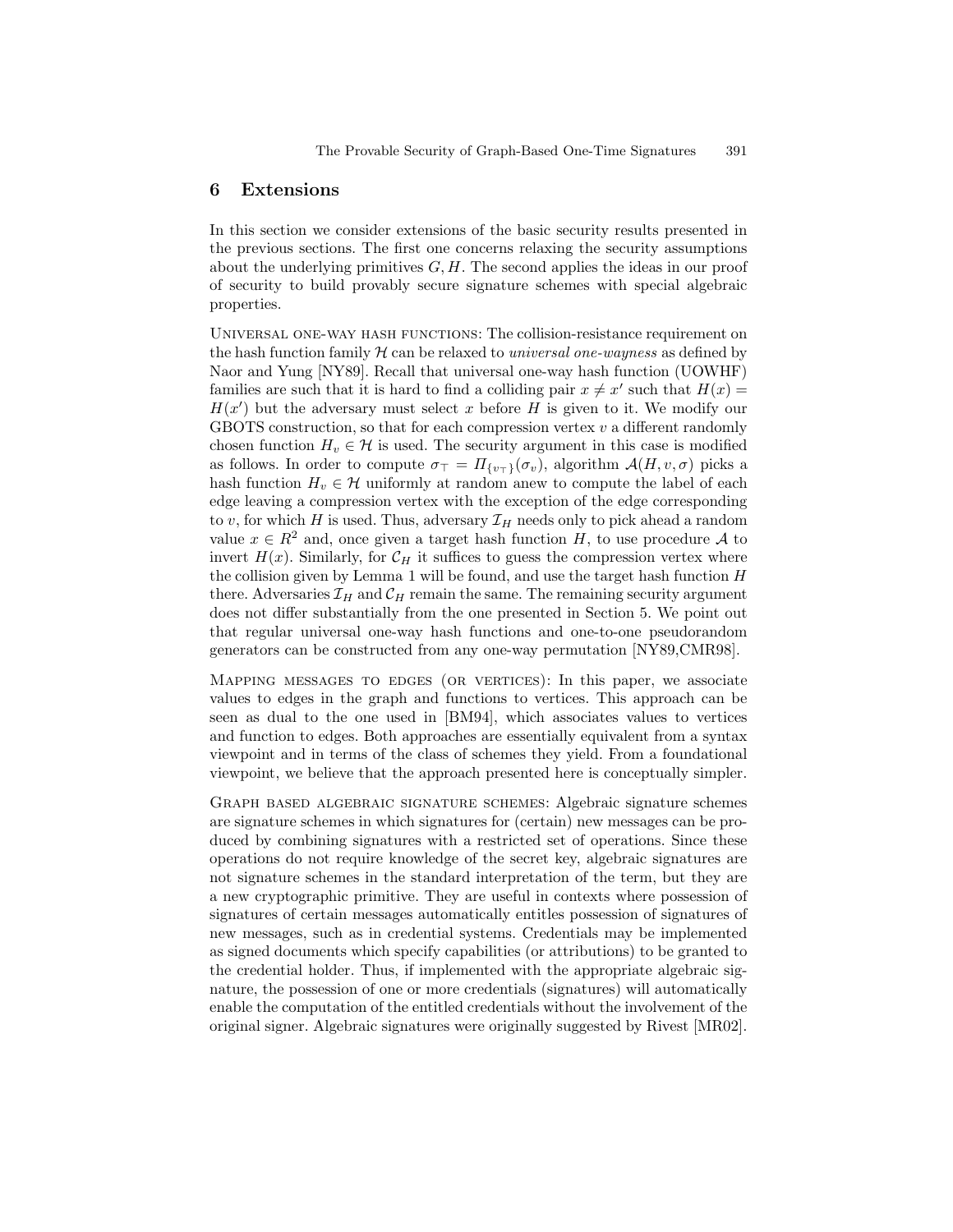## 6 Extensions

In this section we consider extensions of the basic security results presented in the previous sections. The first one concerns relaxing the security assumptions about the underlying primitives $G, H$. The second applies the ideas in our proof of security to build provably secure signature schemes with special algebraic properties.

Universal one-way hash functions: The collision-resistance requirement on the hash function family $\mathcal{H}$ can be relaxed to *universal one-wayness* as defined by Naor and Yung [NY89]. Recall that universal one-way hash function (UOWHF) families are such that it is hard to find a colliding pair $x \neq x'$ such that $H(x) = H(x')$ but the adversary must select $x$ before $H$ is given to it. We modify our GBOTS construction, so that for each compression vertex $v$ a different randomly chosen function $H_v \in \mathcal{H}$ is used. The security argument in this case is modified as follows. In order to compute $\sigma_\top = \Pi_{\{v_\top\}}(\sigma_v)$, algorithm $\mathcal{A}(H, v, \sigma)$ picks a hash function $H_v \in \mathcal{H}$ uniformly at random anew to compute the label of each edge leaving a compression vertex with the exception of the edge corresponding to $v$, for which $H$ is used. Thus, adversary $\mathcal{I}_H$ needs only to pick ahead a random value $x \in R^2$ and, once given a target hash function $H$, to use procedure $\mathcal{A}$ to invert $H(x)$. Similarly, for $\mathcal{C}_H$ it suffices to guess the compression vertex where the collision given by Lemma 1 will be found, and use the target hash function $H$ there. Adversaries $\mathcal{I}_H$ and $\mathcal{C}_H$ remain the same. The remaining security argument does not differ substantially from the one presented in Section 5. We point out that regular universal one-way hash functions and one-to-one pseudorandom generators can be constructed from any one-way permutation [NY89,CMR98].

Mapping messages to edges (or vertices): In this paper, we associate values to edges in the graph and functions to vertices. This approach can be seen as dual to the one used in [BM94], which associates values to vertices and function to edges. Both approaches are essentially equivalent from a syntax viewpoint and in terms of the class of schemes they yield. From a foundational viewpoint, we believe that the approach presented here is conceptually simpler.

Graph based algebraic signature schemes: Algebraic signature schemes are signature schemes in which signatures for (certain) new messages can be produced by combining signatures with a restricted set of operations. Since these operations do not require knowledge of the secret key, algebraic signatures are not signature schemes in the standard interpretation of the term, but they are a new cryptographic primitive. They are useful in contexts where possession of signatures of certain messages automatically entitles possession of signatures of new messages, such as in credential systems. Credentials may be implemented as signed documents which specify capabilities (or attributions) to be granted to the credential holder. Thus, if implemented with the appropriate algebraic signature, the possession of one or more credentials (signatures) will automatically enable the computation of the entitled credentials without the involvement of the original signer. Algebraic signatures were originally suggested by Rivest [MR02].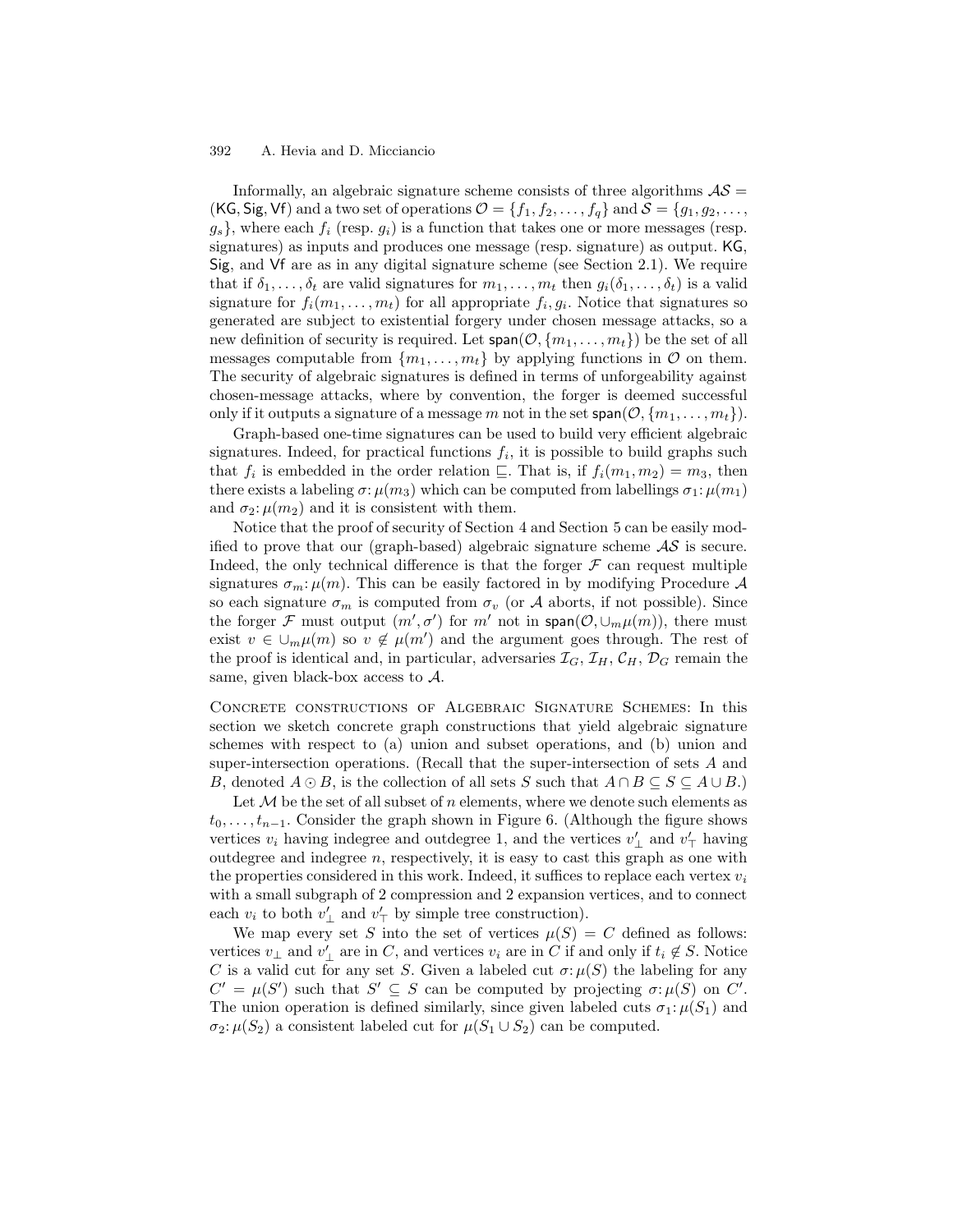Informally, an algebraic signature scheme consists of three algorithms $\mathcal{AS} = (\mathsf{KG}, \mathsf{Sig}, \mathsf{Vf})$ and a two set of operations $\mathcal{O} = \{f_1, f_2, \ldots, f_q\}$ and $\mathcal{S} = \{g_1, g_2, \ldots, g_s\}$, where each $f_i$ (resp. $g_i$) is a function that takes one or more messages (resp. signatures) as inputs and produces one message (resp. signature) as output. $\mathsf{KG}$, $\mathsf{Sig}$, and $\mathsf{Vf}$ are as in any digital signature scheme (see Section 2.1). We require that if $\delta_1, \ldots, \delta_t$ are valid signatures for $m_1, \ldots, m_t$ then $g_i(\delta_1, \ldots, \delta_t)$ is a valid signature for $f_i(m_1, \ldots, m_t)$ for all appropriate $f_i, g_i$. Notice that signatures so generated are subject to existential forgery under chosen message attacks, so a new definition of security is required. Let $\mathsf{span}(\mathcal{O}, \{m_1, \ldots, m_t\})$ be the set of all messages computable from $\{m_1, \ldots, m_t\}$ by applying functions in $\mathcal{O}$ on them. The security of algebraic signatures is defined in terms of unforgeability against chosen-message attacks, where by convention, the forger is deemed successful only if it outputs a signature of a message $m$ not in the set $\mathsf{span}(\mathcal{O}, \{m_1, \ldots, m_t\})$.

Graph-based one-time signatures can be used to build very efficient algebraic signatures. Indeed, for practical functions $f_i$, it is possible to build graphs such that $f_i$ is embedded in the order relation $\sqsubseteq$. That is, if $f_i(m_1, m_2) = m_3$, then there exists a labeling $\sigma\colon \mu(m_3)$ which can be computed from labellings $\sigma_1\colon \mu(m_1)$ and $\sigma_2\colon \mu(m_2)$ and it is consistent with them.

Notice that the proof of security of Section 4 and Section 5 can be easily modified to prove that our (graph-based) algebraic signature scheme $\mathcal{AS}$ is secure. Indeed, the only technical difference is that the forger $\mathcal{F}$ can request multiple signatures $\sigma_m\colon \mu(m)$. This can be easily factored in by modifying Procedure $\mathcal{A}$ so each signature $\sigma_m$ is computed from $\sigma_v$ (or $\mathcal{A}$ aborts, if not possible). Since the forger $\mathcal{F}$ must output $(m', \sigma')$ for $m'$ not in $\mathsf{span}(\mathcal{O}, \cup_m \mu(m))$, there must exist $v \in \cup_m \mu(m)$ so $v \notin \mu(m')$ and the argument goes through. The rest of the proof is identical and, in particular, adversaries $\mathcal{I}_G$, $\mathcal{I}_H$, $\mathcal{C}_H$, $\mathcal{D}_G$ remain the same, given black-box access to $\mathcal{A}$.

Concrete constructions of Algebraic Signature Schemes: In this section we sketch concrete graph constructions that yield algebraic signature schemes with respect to (a) union and subset operations, and (b) union and super-intersection operations. (Recall that the super-intersection of sets $A$ and $B$, denoted $A \odot B$, is the collection of all sets $S$ such that $A \cap B \subseteq S \subseteq A \cup B$.)

Let $\mathcal{M}$ be the set of all subset of $n$ elements, where we denote such elements as $t_0, \ldots, t_{n-1}$. Consider the graph shown in Figure 6. (Although the figure shows vertices $v_i$ having indegree and outdegree 1, and the vertices $v'_\bot$ and $v'_\top$ having outdegree and indegree $n$, respectively, it is easy to cast this graph as one with the properties considered in this work. Indeed, it suffices to replace each vertex $v_i$ with a small subgraph of 2 compression and 2 expansion vertices, and to connect each $v_i$ to both $v'_\bot$ and $v'_\top$ by simple tree construction).

We map every set $S$ into the set of vertices $\mu(S) = C$ defined as follows: vertices $v_\bot$ and $v'_\bot$ are in $C$, and vertices $v_i$ are in $C$ if and only if $t_i \notin S$. Notice $C$ is a valid cut for any set $S$. Given a labeled cut $\sigma\colon \mu(S)$ the labeling for any $C' = \mu(S')$ such that $S' \subseteq S$ can be computed by projecting $\sigma\colon \mu(S)$ on $C'$. The union operation is defined similarly, since given labeled cuts $\sigma_1\colon \mu(S_1)$ and $\sigma_2\colon \mu(S_2)$ a consistent labeled cut for $\mu(S_1 \cup S_2)$ can be computed.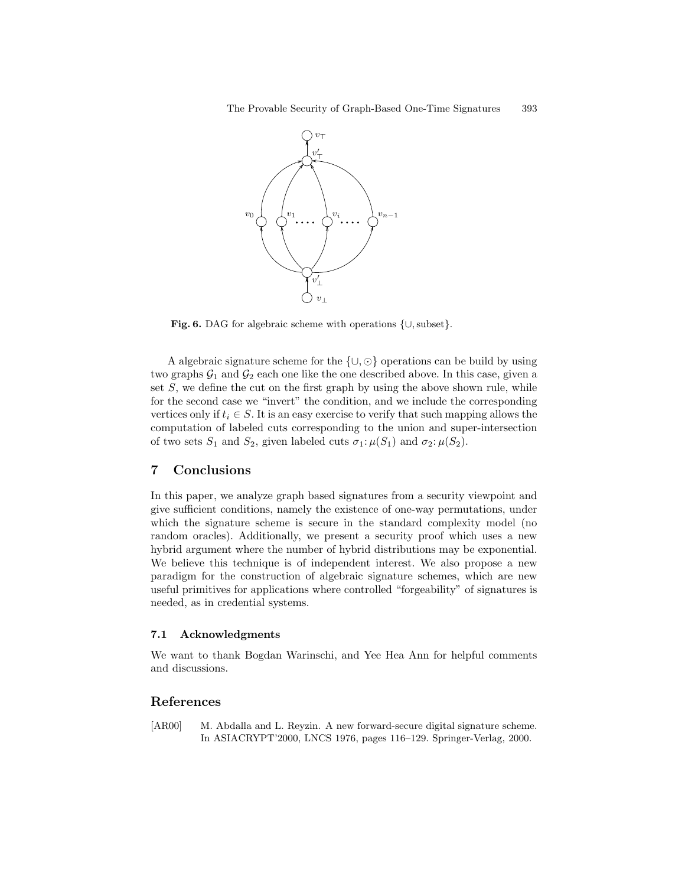$v_\top$

$v'_\top$

$v_0$

$v_1$

$v_i$

$v_{n-1}$

$v'_\bot$

$v_\bot$

**Fig. 6.** DAG for algebraic scheme with operations $\{\cup, \text{subset}\}$.

A algebraic signature scheme for the $\{\cup, \odot\}$ operations can be build by using two graphs $\mathcal{G}_1$ and $\mathcal{G}_2$ each one like the one described above. In this case, given a set $S$, we define the cut on the first graph by using the above shown rule, while for the second case we "invert" the condition, and we include the corresponding vertices only if $t_i \in S$. It is an easy exercise to verify that such mapping allows the computation of labeled cuts corresponding to the union and super-intersection of two sets $S_1$ and $S_2$, given labeled cuts $\sigma_1 \colon \mu(S_1)$ and $\sigma_2 \colon \mu(S_2)$.

## 7 Conclusions

In this paper, we analyze graph based signatures from a security viewpoint and give sufficient conditions, namely the existence of one-way permutations, under which the signature scheme is secure in the standard complexity model (no random oracles). Additionally, we present a security proof which uses a new hybrid argument where the number of hybrid distributions may be exponential. We believe this technique is of independent interest. We also propose a new paradigm for the construction of algebraic signature schemes, which are new useful primitives for applications where controlled "forgeability" of signatures is needed, as in credential systems.

### 7.1 Acknowledgments

We want to thank Bogdan Warinschi, and Yee Hea Ann for helpful comments and discussions.

## References

[AR00] M. Abdalla and L. Reyzin. A new forward-secure digital signature scheme. In ASIACRYPT'2000, LNCS 1976, pages 116–129. Springer-Verlag, 2000.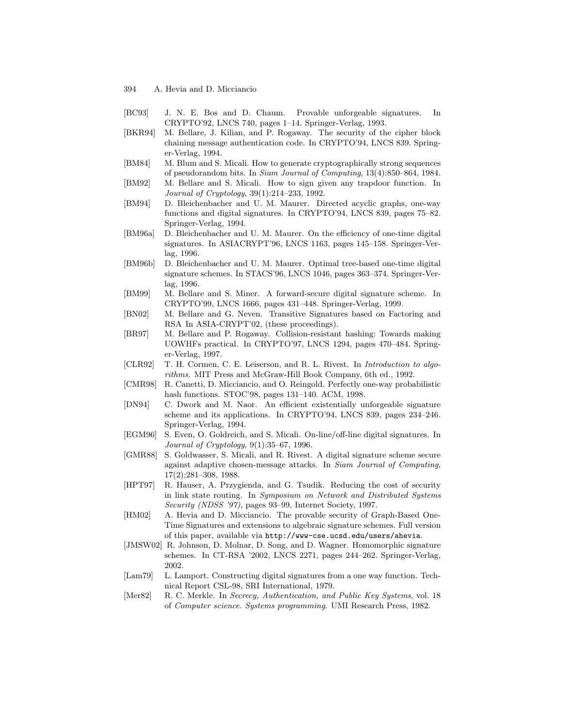[BC93] J. N. E. Bos and D. Chaum. Provable unforgeable signatures. In CRYPTO'92, LNCS 740, pages 1–14. Springer-Verlag, 1993.

[BKR94] M. Bellare, J. Kilian, and P. Rogaway. The security of the cipher block chaining message authentication code. In CRYPTO'94, LNCS 839. Springer-Verlag, 1994.

[BM84] M. Blum and S. Micali. How to generate cryptographically strong sequences of pseudorandom bits. In *Siam Journal of Computing*, 13(4):850–864, 1984.

[BM92] M. Bellare and S. Micali. How to sign given any trapdoor function. In *Journal of Cryptology*, 39(1):214–233, 1992.

[BM94] D. Bleichenbacher and U. M. Maurer. Directed acyclic graphs, one-way functions and digital signatures. In CRYPTO'94, LNCS 839, pages 75–82. Springer-Verlag, 1994.

[BM96a] D. Bleichenbacher and U. M. Maurer. On the efficiency of one-time digital signatures. In ASIACRYPT'96, LNCS 1163, pages 145–158. Springer-Verlag, 1996.

[BM96b] D. Bleichenbacher and U. M. Maurer. Optimal tree-based one-time digital signature schemes. In STACS'96, LNCS 1046, pages 363–374. Springer-Verlag, 1996.

[BM99] M. Bellare and S. Miner. A forward-secure digital signature scheme. In CRYPTO'99, LNCS 1666, pages 431–448. Springer-Verlag, 1999.

[BN02] M. Bellare and G. Neven. Transitive Signatures based on Factoring and RSA In ASIA-CRYPT'02, (these proceedings).

[BR97] M. Bellare and P. Rogaway. Collision-resistant hashing: Towards making UOWHFs practical. In CRYPTO'97, LNCS 1294, pages 470–484. Springer-Verlag, 1997.

[CLR92] T. H. Cormen, C. E. Leiserson, and R. L. Rivest. In *Introduction to algorithms.* MIT Press and McGraw-Hill Book Company, 6th ed., 1992.

[CMR98] R. Canetti, D. Micciancio, and O. Reingold. Perfectly one-way probabilistic hash functions. STOC'98, pages 131–140. ACM, 1998.

[DN94] C. Dwork and M. Naor. An efficient existentially unforgeable signature scheme and its applications. In CRYPTO'94, LNCS 839, pages 234–246. Springer-Verlag, 1994.

[EGM96] S. Even, O. Goldreich, and S. Micali. On-line/off-line digital signatures. In *Journal of Cryptology*, 9(1):35–67, 1996.

[GMR88] S. Goldwasser, S. Micali, and R. Rivest. A digital signature scheme secure against adaptive chosen-message attacks. In *Siam Journal of Computing*, 17(2):281–308, 1988.

[HPT97] R. Hauser, A. Przygienda, and G. Tsudik. Reducing the cost of security in link state routing. In *Symposium on Network and Distributed Systems Security (NDSS '97)*, pages 93–99, Internet Society, 1997.

[HM02] A. Hevia and D. Micciancio. The provable security of Graph-Based One-Time Signatures and extensions to algebraic signature schemes. Full version of this paper, available via `http://www-cse.ucsd.edu/users/ahevia`.

[JMSW02] R. Johnson, D. Molnar, D. Song, and D. Wagner. Homomorphic signature schemes. In CT-RSA '2002, LNCS 2271, pages 244–262. Springer-Verlag, 2002.

[Lam79] L. Lamport. Constructing digital signatures from a one way function. Technical Report CSL-98, SRI International, 1979.

[Mer82] R. C. Merkle. In *Secrecy, Authentication, and Public Key Systems*, vol. 18 of *Computer science. Systems programming.* UMI Research Press, 1982.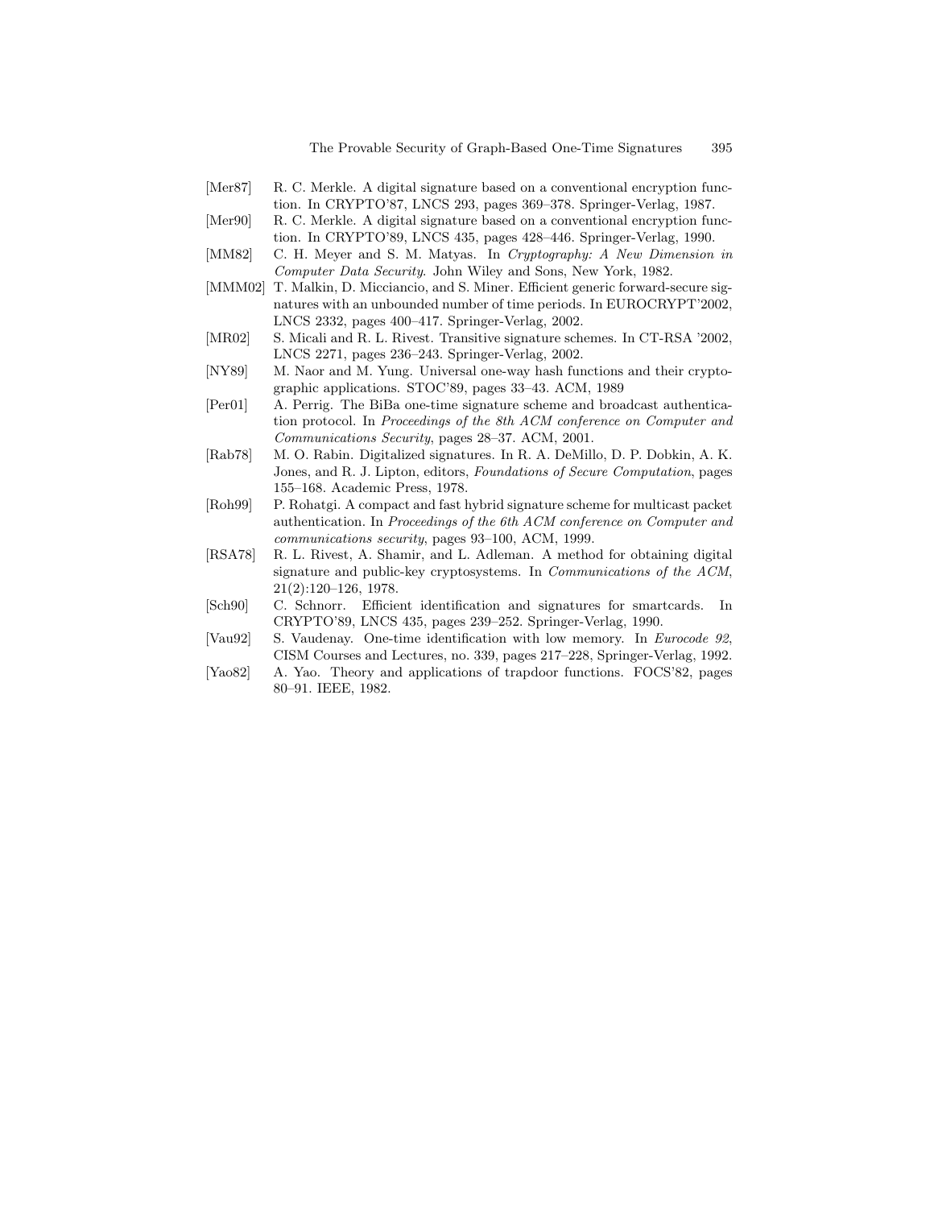[Mer87] R. C. Merkle. A digital signature based on a conventional encryption function. In CRYPTO'87, LNCS 293, pages 369–378. Springer-Verlag, 1987.

[Mer90] R. C. Merkle. A digital signature based on a conventional encryption function. In CRYPTO'89, LNCS 435, pages 428–446. Springer-Verlag, 1990.

[MM82] C. H. Meyer and S. M. Matyas. In *Cryptography: A New Dimension in Computer Data Security*. John Wiley and Sons, New York, 1982.

[MMM02] T. Malkin, D. Micciancio, and S. Miner. Efficient generic forward-secure signatures with an unbounded number of time periods. In EUROCRYPT'2002, LNCS 2332, pages 400–417. Springer-Verlag, 2002.

[MR02] S. Micali and R. L. Rivest. Transitive signature schemes. In CT-RSA '2002, LNCS 2271, pages 236–243. Springer-Verlag, 2002.

[NY89] M. Naor and M. Yung. Universal one-way hash functions and their cryptographic applications. STOC'89, pages 33–43. ACM, 1989

[Per01] A. Perrig. The BiBa one-time signature scheme and broadcast authentication protocol. In *Proceedings of the 8th ACM conference on Computer and Communications Security*, pages 28–37. ACM, 2001.

[Rab78] M. O. Rabin. Digitalized signatures. In R. A. DeMillo, D. P. Dobkin, A. K. Jones, and R. J. Lipton, editors, *Foundations of Secure Computation*, pages 155–168. Academic Press, 1978.

[Roh99] P. Rohatgi. A compact and fast hybrid signature scheme for multicast packet authentication. In *Proceedings of the 6th ACM conference on Computer and communications security*, pages 93–100, ACM, 1999.

[RSA78] R. L. Rivest, A. Shamir, and L. Adleman. A method for obtaining digital signature and public-key cryptosystems. In *Communications of the ACM*, 21(2):120–126, 1978.

[Sch90] C. Schnorr. Efficient identification and signatures for smartcards. In CRYPTO'89, LNCS 435, pages 239–252. Springer-Verlag, 1990.

[Vau92] S. Vaudenay. One-time identification with low memory. In *Eurocode 92*, CISM Courses and Lectures, no. 339, pages 217–228, Springer-Verlag, 1992.

[Yao82] A. Yao. Theory and applications of trapdoor functions. FOCS'82, pages 80–91. IEEE, 1982.